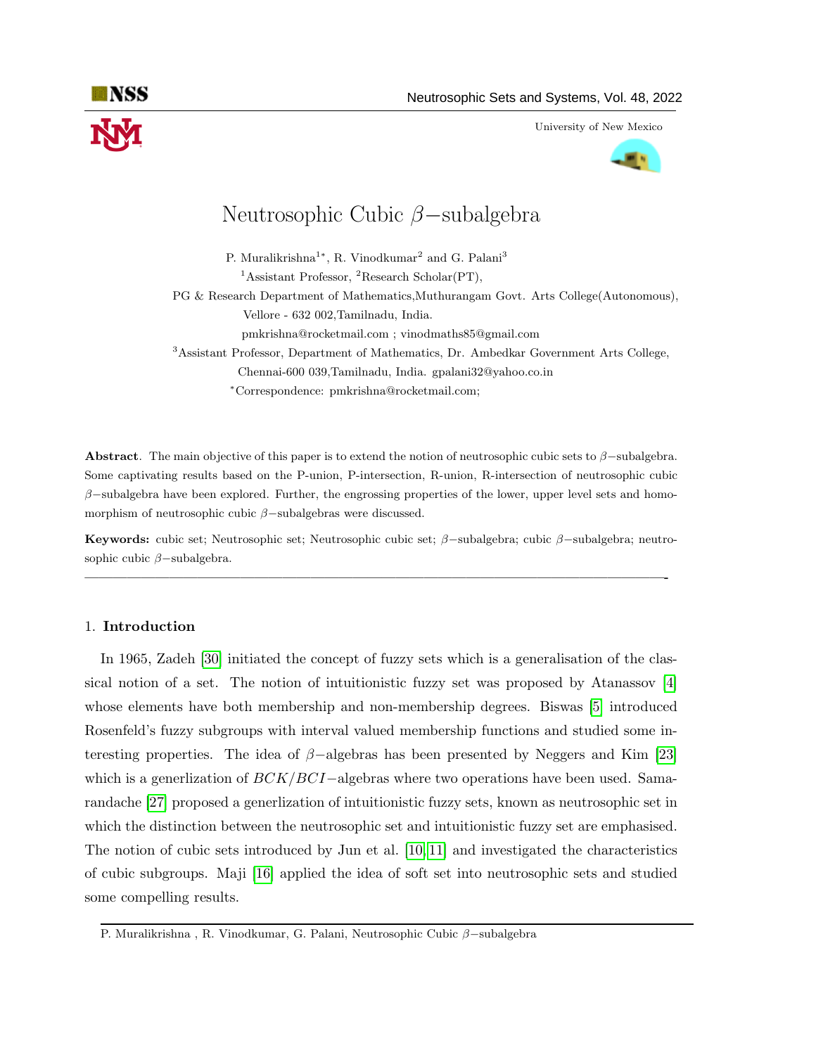# Neutrosophic Cubic $\beta-$subalgebra

P. Muralikrishna[1*], R. Vinodkumar[2] and G. Palani[3]

[1]Assistant Professor, [2]Research Scholar(PT),

PG & Research Department of Mathematics,Muthurangam Govt. Arts College(Autonomous), Vellore - 632 002,Tamilnadu, India.

pmkrishna@rocketmail.com ; vinodmaths85@gmail.com

[3]Assistant Professor, Department of Mathematics, Dr. Ambedkar Government Arts College, Chennai-600 039,Tamilnadu, India. gpalani32@yahoo.co.in

[*]Correspondence: pmkrishna@rocketmail.com;

**Abstract**. The main objective of this paper is to extend the notion of neutrosophic cubic sets to $\beta-$subalgebra. Some captivating results based on the P-union, P-intersection, R-union, R-intersection of neutrosophic cubic $\beta-$subalgebra have been explored. Further, the engrossing properties of the lower, upper level sets and homomorphism of neutrosophic cubic $\beta-$subalgebras were discussed.

**Keywords:** cubic set; Neutrosophic set; Neutrosophic cubic set; $\beta-$subalgebra; cubic $\beta-$subalgebra; neutrosophic cubic $\beta-$subalgebra.

---

## 1. **Introduction**

In 1965, Zadeh [30] initiated the concept of fuzzy sets which is a generalisation of the classical notion of a set. The notion of intuitionistic fuzzy set was proposed by Atanassov [4] whose elements have both membership and non-membership degrees. Biswas [5] introduced Rosenfeld's fuzzy subgroups with interval valued membership functions and studied some interesting properties. The idea of $\beta-$algebras has been presented by Neggers and Kim [23] which is a generlization of $BCK/BCI-$algebras where two operations have been used. Samarandache [27] proposed a generlization of intuitionistic fuzzy sets, known as neutrosophic set in which the distinction between the neutrosophic set and intuitionistic fuzzy set are emphasised. The notion of cubic sets introduced by Jun et al. [10, 11] and investigated the characteristics of cubic subgroups. Maji [16] applied the idea of soft set into neutrosophic sets and studied some compelling results.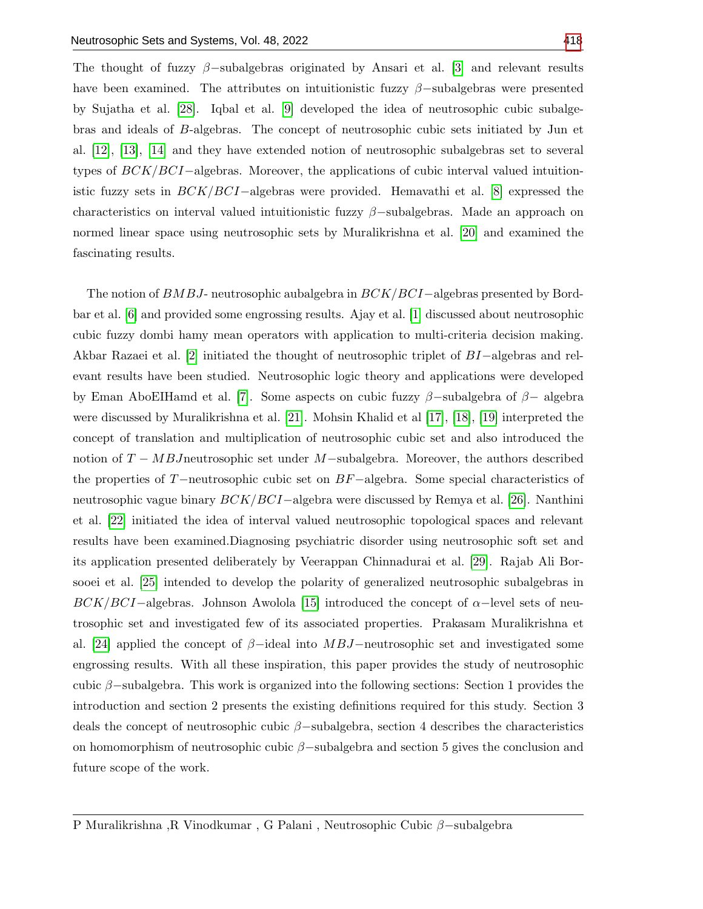The thought of fuzzy $\beta-$subalgebras originated by Ansari et al. [3] and relevant results have been examined. The attributes on intuitionistic fuzzy $\beta-$subalgebras were presented by Sujatha et al. [28]. Iqbal et al. [9] developed the idea of neutrosophic cubic subalgebras and ideals of $B$-algebras. The concept of neutrosophic cubic sets initiated by Jun et al. [12], [13], [14] and they have extended notion of neutrosophic subalgebras set to several types of $BCK/BCI-$algebras. Moreover, the applications of cubic interval valued intuitionistic fuzzy sets in $BCK/BCI-$algebras were provided. Hemavathi et al. [8] expressed the characteristics on interval valued intuitionistic fuzzy $\beta-$subalgebras. Made an approach on normed linear space using neutrosophic sets by Muralikrishna et al. [20] and examined the fascinating results.

The notion of $BMBJ$- neutrosophic aubalgebra in $BCK/BCI-$algebras presented by Bordbar et al. [6] and provided some engrossing results. Ajay et al. [1] discussed about neutrosophic cubic fuzzy dombi hamy mean operators with application to multi-criteria decision making. Akbar Razaei et al. [2] initiated the thought of neutrosophic triplet of $BI-$algebras and relevant results have been studied. Neutrosophic logic theory and applications were developed by Eman AboEIHamd et al. [7]. Some aspects on cubic fuzzy $\beta-$subalgebra of $\beta-$ algebra were discussed by Muralikrishna et al. [21]. Mohsin Khalid et al [17], [18], [19] interpreted the concept of translation and multiplication of neutrosophic cubic set and also introduced the notion of $T-MBJ$neutrosophic set under $M-$subalgebra. Moreover, the authors described the properties of $T-$neutrosophic cubic set on $BF-$algebra. Some special characteristics of neutrosophic vague binary $BCK/BCI-$algebra were discussed by Remya et al. [26]. Nanthini et al. [22] initiated the idea of interval valued neutrosophic topological spaces and relevant results have been examined.Diagnosing psychiatric disorder using neutrosophic soft set and its application presented deliberately by Veerappan Chinnadurai et al. [29]. Rajab Ali Borsooei et al. [25] intended to develop the polarity of generalized neutrosophic subalgebras in $BCK/BCI-$algebras. Johnson Awolola [15] introduced the concept of $\alpha-$level sets of neutrosophic set and investigated few of its associated properties. Prakasam Muralikrishna et al. [24] applied the concept of $\beta-$ideal into $MBJ-$neutrosophic set and investigated some engrossing results. With all these inspiration, this paper provides the study of neutrosophic cubic $\beta-$subalgebra. This work is organized into the following sections: Section 1 provides the introduction and section 2 presents the existing definitions required for this study. Section 3 deals the concept of neutrosophic cubic $\beta-$subalgebra, section 4 describes the characteristics on homomorphism of neutrosophic cubic $\beta-$subalgebra and section 5 gives the conclusion and future scope of the work.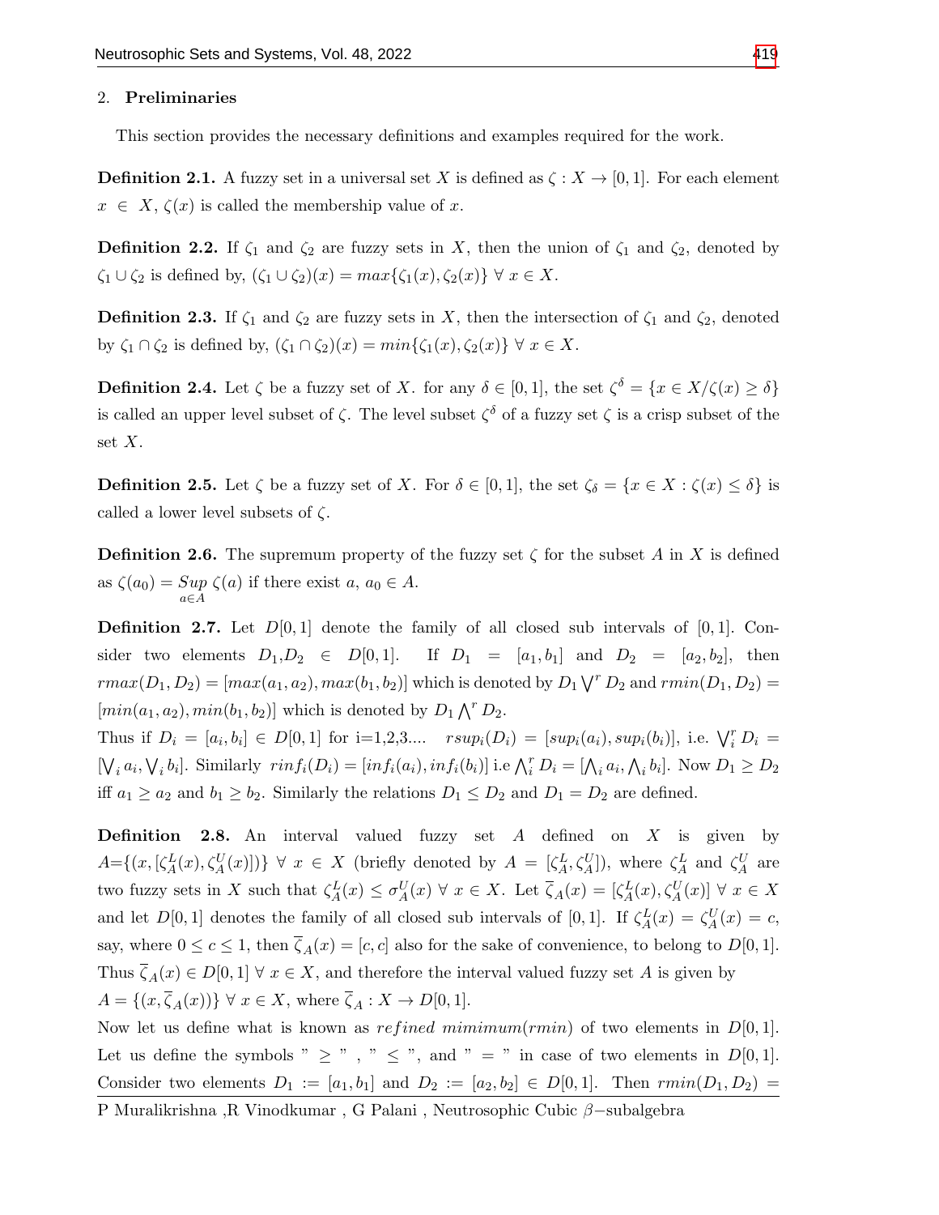## 2. Preliminaries

This section provides the necessary definitions and examples required for the work.

**Definition 2.1.** A fuzzy set in a universal set $X$ is defined as $\zeta : X \to [0, 1]$. For each element $x \in X$, $\zeta(x)$ is called the membership value of $x$.

**Definition 2.2.** If $\zeta_1$ and $\zeta_2$ are fuzzy sets in $X$, then the union of $\zeta_1$ and $\zeta_2$, denoted by $\zeta_1 \cup \zeta_2$ is defined by, $(\zeta_1 \cup \zeta_2)(x) = max\{\zeta_1(x), \zeta_2(x)\}\ \forall\ x \in X$.

**Definition 2.3.** If $\zeta_1$ and $\zeta_2$ are fuzzy sets in $X$, then the intersection of $\zeta_1$ and $\zeta_2$, denoted by $\zeta_1 \cap \zeta_2$ is defined by, $(\zeta_1 \cap \zeta_2)(x) = min\{\zeta_1(x), \zeta_2(x)\}\ \forall\ x \in X$.

**Definition 2.4.** Let $\zeta$ be a fuzzy set of $X$. for any $\delta \in [0, 1]$, the set $\zeta^\delta = \{x \in X/\zeta(x) \geq \delta\}$ is called an upper level subset of $\zeta$. The level subset $\zeta^\delta$ of a fuzzy set $\zeta$ is a crisp subset of the set $X$.

**Definition 2.5.** Let $\zeta$ be a fuzzy set of $X$. For $\delta \in [0, 1]$, the set $\zeta_\delta = \{x \in X : \zeta(x) \leq \delta\}$ is called a lower level subsets of $\zeta$.

**Definition 2.6.** The supremum property of the fuzzy set $\zeta$ for the subset $A$ in $X$ is defined as $\zeta(a_0) = \underset{a \in A}{Sup}\ \zeta(a)$ if there exist $a,\ a_0 \in A$.

**Definition 2.7.** Let $D[0, 1]$ denote the family of all closed sub intervals of $[0, 1]$. Consider two elements $D_1$,$D_2 \in D[0, 1]$. If $D_1 = [a_1, b_1]$ and $D_2 = [a_2, b_2]$, then $rmax(D_1, D_2) = [max(a_1, a_2), max(b_1, b_2)]$ which is denoted by $D_1 \bigvee^r D_2$ and $rmin(D_1, D_2) = [min(a_1, a_2), min(b_1, b_2)]$ which is denoted by $D_1 \bigwedge^r D_2$.
Thus if $D_i = [a_i, b_i] \in D[0, 1]$ for i=1,2,3.... $rsup_i(D_i) = [sup_i(a_i), sup_i(b_i)]$, i.e. $\bigvee_i^r D_i = [\bigvee_i a_i, \bigvee_i b_i]$. Similarly $rinf_i(D_i) = [inf_i(a_i), inf_i(b_i)]$ i.e $\bigwedge_i^r D_i = [\bigwedge_i a_i, \bigwedge_i b_i]$. Now $D_1 \geq D_2$ iff $a_1 \geq a_2$ and $b_1 \geq b_2$. Similarly the relations $D_1 \leq D_2$ and $D_1 = D_2$ are defined.

**Definition 2.8.** An interval valued fuzzy set $A$ defined on $X$ is given by $A$=$\{(x, [\zeta_A^L(x), \zeta_A^U(x)])\}\ \forall\ x \in X$ (briefly denoted by $A = [\zeta_A^L, \zeta_A^U]$), where $\zeta_A^L$ and $\zeta_A^U$ are two fuzzy sets in $X$ such that $\zeta_A^L(x) \leq \sigma_A^U(x)\ \forall\ x \in X$. Let $\overline{\zeta}_A(x) = [\zeta_A^L(x), \zeta_A^U(x)]\ \forall\ x \in X$ and let $D[0, 1]$ denotes the family of all closed sub intervals of $[0, 1]$. If $\zeta_A^L(x) = \zeta_A^U(x) = c$, say, where $0 \leq c \leq 1$, then $\overline{\zeta}_A(x) = [c, c]$ also for the sake of convenience, to belong to $D[0, 1]$. Thus $\overline{\zeta}_A(x) \in D[0, 1]\ \forall\ x \in X$, and therefore the interval valued fuzzy set $A$ is given by
$A = \{(x, \overline{\zeta}_A(x))\}\ \forall\ x \in X$, where $\overline{\zeta}_A : X \to D[0, 1]$.
Now let us define what is known as *refined mimimum*(*rmin*) of two elements in $D[0, 1]$. Let us define the symbols " $\geq$ " , " $\leq$ ", and " $=$ " in case of two elements in $D[0, 1]$. Consider two elements $D_1 := [a_1, b_1]$ and $D_2 := [a_2, b_2] \in D[0, 1]$. Then $rmin(D_1, D_2) =$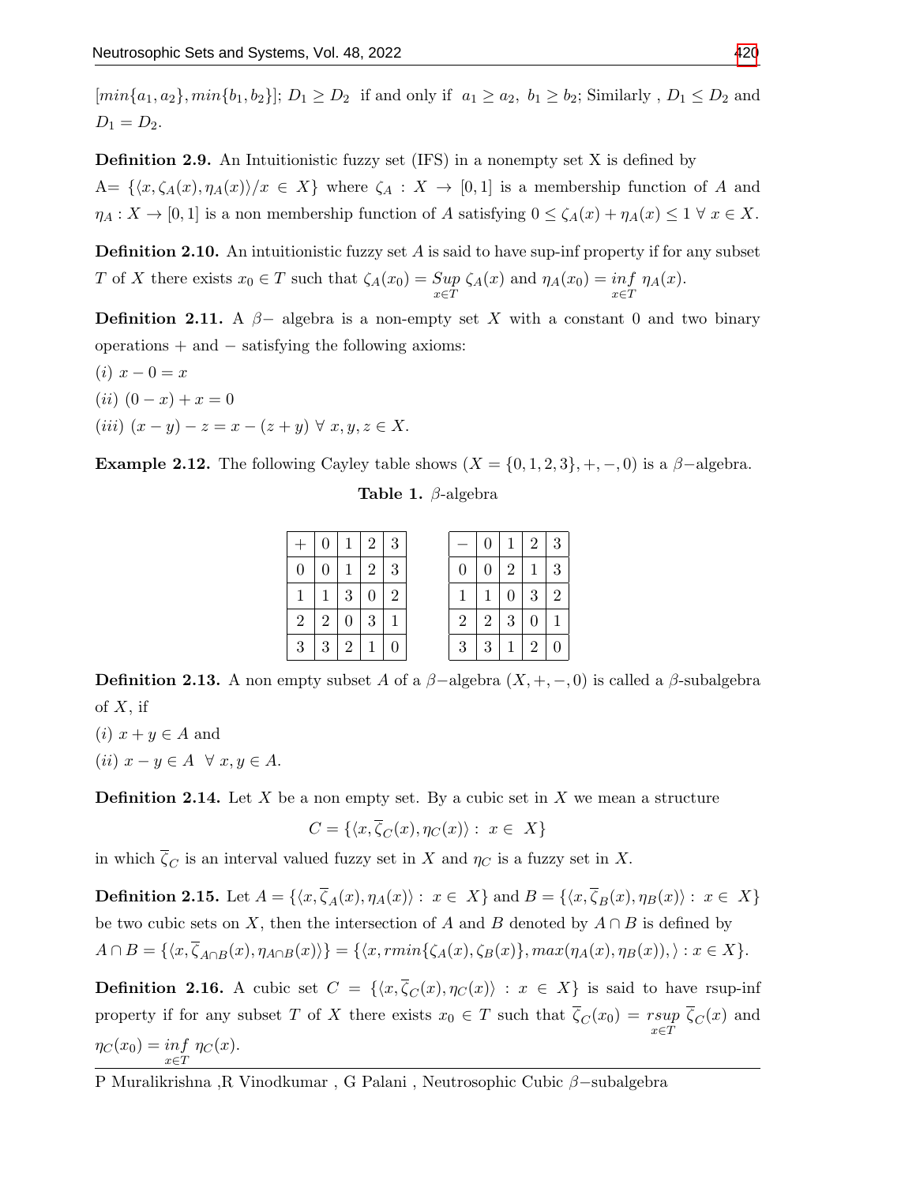$[min\{a_1, a_2\}, min\{b_1, b_2\}]$; $D_1 \geq D_2$ if and only if $a_1 \geq a_2,\ b_1 \geq b_2$; Similarly , $D_1 \leq D_2$ and $D_1 = D_2$.

**Definition 2.9.** An Intuitionistic fuzzy set (IFS) in a nonempty set X is defined by A= $\{\langle x, \zeta_A(x), \eta_A(x)\rangle / x \in X\}$ where $\zeta_A : X \to [0,1]$ is a membership function of $A$ and $\eta_A : X \to [0,1]$ is a non membership function of $A$ satisfying $0 \leq \zeta_A(x) + \eta_A(x) \leq 1 \ \forall \ x \in X$.

**Definition 2.10.** An intuitionistic fuzzy set $A$ is said to have sup-inf property if for any subset $T$ of $X$ there exists $x_0 \in T$ such that $\zeta_A(x_0) = \underset{x \in T}{Sup}\ \zeta_A(x)$ and $\eta_A(x_0) = \underset{x \in T}{inf}\ \eta_A(x)$.

**Definition 2.11.** A $\beta-$ algebra is a non-empty set $X$ with a constant 0 and two binary operations $+$ and $-$ satisfying the following axioms:

$(i)$ $x - 0 = x$

$(ii)$ $(0 - x) + x = 0$

$(iii)$ $(x - y) - z = x - (z + y) \ \forall \ x, y, z \in X$.

**Example 2.12.** The following Cayley table shows $(X = \{0, 1, 2, 3\}, +, -, 0)$ is a $\beta-$algebra.

**Table 1.** $\beta$-algebra

| $+$ | 0 | 1 | 2 | 3 |
|---|---|---|---|---|
| 0 | 0 | 1 | 2 | 3 |
| 1 | 1 | 3 | 0 | 2 |
| 2 | 2 | 0 | 3 | 1 |
| 3 | 3 | 2 | 1 | 0 |

| $-$ | 0 | 1 | 2 | 3 |
|---|---|---|---|---|
| 0 | 0 | 2 | 1 | 3 |
| 1 | 1 | 0 | 3 | 2 |
| 2 | 2 | 3 | 0 | 1 |
| 3 | 3 | 1 | 2 | 0 |

**Definition 2.13.** A non empty subset $A$ of a $\beta-$algebra $(X, +, -, 0)$ is called a $\beta$-subalgebra of $X$, if

$(i)$ $x + y \in A$ and

$(ii)$ $x - y \in A \ \ \forall \ x, y \in A$.

**Definition 2.14.** Let $X$ be a non empty set. By a cubic set in $X$ we mean a structure

$$C = \{\langle x, \overline{\zeta}_C(x), \eta_C(x)\rangle : \ x \in \ X\}$$

in which $\overline{\zeta}_C$ is an interval valued fuzzy set in $X$ and $\eta_C$ is a fuzzy set in $X$.

**Definition 2.15.** Let $A = \{\langle x, \overline{\zeta}_A(x), \eta_A(x)\rangle : \ x \in \ X\}$ and $B = \{\langle x, \overline{\zeta}_B(x), \eta_B(x)\rangle : \ x \in \ X\}$ be two cubic sets on $X$, then the intersection of $A$ and $B$ denoted by $A \cap B$ is defined by $A \cap B = \{\langle x, \overline{\zeta}_{A\cap B}(x), \eta_{A\cap B}(x)\rangle\} = \{\langle x, rmin\{\zeta_A(x), \zeta_B(x)\}, max(\eta_A(x), \eta_B(x)), \rangle : x \in X\}$.

**Definition 2.16.** A cubic set $C = \{\langle x, \overline{\zeta}_C(x), \eta_C(x)\rangle \ : \ x \ \in \ X\}$ is said to have rsup-inf property if for any subset $T$ of $X$ there exists $x_0 \in T$ such that $\overline{\zeta}_C(x_0) = \underset{x \in T}{rsup}\ \overline{\zeta}_C(x)$ and $\eta_C(x_0) = \underset{x \in T}{inf}\ \eta_C(x)$.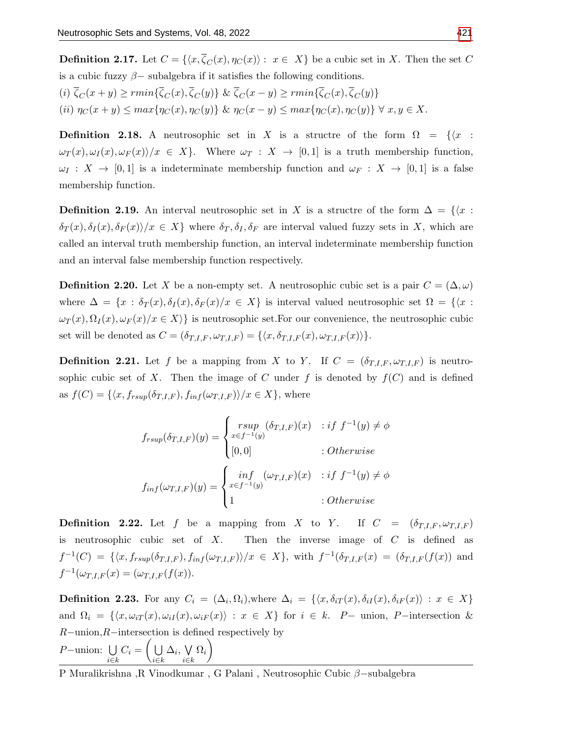**Definition 2.17.** Let $C = \{\langle x, \overline{\zeta}_C(x), \eta_C(x)\rangle : x \in X\}$ be a cubic set in $X$. Then the set $C$ is a cubic fuzzy $\beta-$ subalgebra if it satisfies the following conditions.

$(i)$ $\overline{\zeta}_C(x+y) \geq rmin\{\overline{\zeta}_C(x), \overline{\zeta}_C(y)\}$ & $\overline{\zeta}_C(x-y) \geq rmin\{\overline{\zeta}_C(x), \overline{\zeta}_C(y)\}$

$(ii)$ $\eta_C(x+y) \leq max\{\eta_C(x), \eta_C(y)\}$ & $\eta_C(x-y) \leq max\{\eta_C(x), \eta_C(y)\}$ $\forall\, x, y \in X$.

**Definition 2.18.** A neutrosophic set in $X$ is a structre of the form $\Omega = \{\langle x : \omega_T(x), \omega_I(x), \omega_F(x)\rangle / x \in X\}$. Where $\omega_T : X \to [0,1]$ is a truth membership function, $\omega_I : X \to [0,1]$ is a indeterminate membership function and $\omega_F : X \to [0,1]$ is a false membership function.

**Definition 2.19.** An interval neutrosophic set in $X$ is a structre of the form $\Delta = \{\langle x : \delta_T(x), \delta_I(x), \delta_F(x)\rangle / x \in X\}$ where $\delta_T, \delta_I, \delta_F$ are interval valued fuzzy sets in $X$, which are called an interval truth membership function, an interval indeterminate membership function and an interval false membership function respectively.

**Definition 2.20.** Let $X$ be a non-empty set. A neutrosophic cubic set is a pair $C = (\Delta, \omega)$ where $\Delta = \{x : \delta_T(x), \delta_I(x), \delta_F(x)/x \in X\}$ is interval valued neutrosophic set $\Omega = \{\langle x : \omega_T(x), \Omega_I(x), \omega_F(x)/x \in X\rangle\}$ is neutrosophic set.For our convenience, the neutrosophic cubic set will be denoted as $C = (\delta_{T,I,F}, \omega_{T,I,F}) = \{\langle x, \delta_{T,I,F}(x), \omega_{T,I,F}(x)\rangle\}$.

**Definition 2.21.** Let $f$ be a mapping from $X$ to $Y$. If $C = (\delta_{T,I,F}, \omega_{T,I,F})$ is neutrosophic cubic set of $X$. Then the image of $C$ under $f$ is denoted by $f(C)$ and is defined as $f(C) = \{\langle x, f_{rsup}(\delta_{T,I,F}), f_{inf}(\omega_{T,I,F})\rangle / x \in X\}$, where

$$f_{rsup}(\delta_{T,I,F})(y) = \begin{cases} \underset{x \in f^{-1}(y)}{rsup} (\delta_{T,I,F})(x) & : if\ f^{-1}(y) \neq \phi \\ [0,0] & : Otherwise \end{cases}$$

$$f_{inf}(\omega_{T,I,F})(y) = \begin{cases} \underset{x \in f^{-1}(y)}{inf} (\omega_{T,I,F})(x) & : if\ f^{-1}(y) \neq \phi \\ 1 & : Otherwise \end{cases}$$

**Definition 2.22.** Let $f$ be a mapping from $X$ to $Y$. If $C = (\delta_{T,I,F}, \omega_{T,I,F})$ is neutrosophic cubic set of $X$. Then the inverse image of $C$ is defined as $f^{-1}(C) = \{\langle x, f_{rsup}(\delta_{T,I,F}), f_{inf}(\omega_{T,I,F})\rangle / x \in X\}$, with $f^{-1}(\delta_{T,I,F}(x) = (\delta_{T,I,F}(f(x))$ and $f^{-1}(\omega_{T,I,F}(x) = (\omega_{T,I,F}(f(x))$.

**Definition 2.23.** For any $C_i = (\Delta_i, \Omega_i)$,where $\Delta_i = \{\langle x, \delta_{iT}(x), \delta_{iI}(x), \delta_{iF}(x)\rangle : x \in X\}$ and $\Omega_i = \{\langle x, \omega_{iT}(x), \omega_{iI}(x), \omega_{iF}(x)\rangle : x \in X\}$ for $i \in k$. $P-$ union, $P-$intersection & $R-$union,$R-$intersection is defined respectively by

$P-$union: $\bigcup\limits_{i \in k} C_i = \left( \bigcup\limits_{i \in k} \Delta_i, \bigvee\limits_{i \in k} \Omega_i \right)$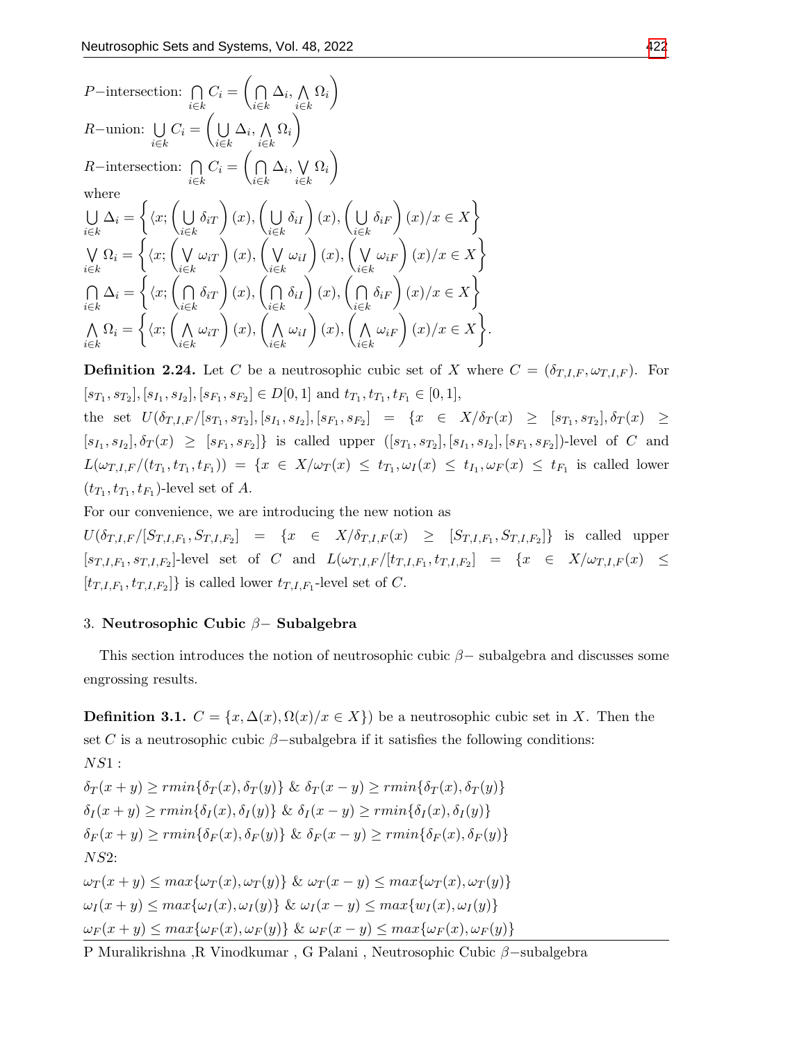$P-$intersection: $\bigcap_{i\in k} C_i = \left(\bigcap_{i\in k} \Delta_i, \bigwedge_{i\in k} \Omega_i\right)$

$R-$union: $\bigcup_{i\in k} C_i = \left(\bigcup_{i\in k} \Delta_i, \bigwedge_{i\in k} \Omega_i\right)$

$R-$intersection: $\bigcap_{i\in k} C_i = \left(\bigcap_{i\in k} \Delta_i, \bigvee_{i\in k} \Omega_i\right)$

where

$$\bigcup_{i\in k} \Delta_i = \left\{\langle x; \left(\bigcup_{i\in k} \delta_{iT}\right)(x), \left(\bigcup_{i\in k} \delta_{iI}\right)(x), \left(\bigcup_{i\in k} \delta_{iF}\right)(x)/x \in X\right\}$$

$$\bigvee_{i\in k} \Omega_i = \left\{\langle x; \left(\bigvee_{i\in k} \omega_{iT}\right)(x), \left(\bigvee_{i\in k} \omega_{iI}\right)(x), \left(\bigvee_{i\in k} \omega_{iF}\right)(x)/x \in X\right\}$$

$$\bigcap_{i\in k} \Delta_i = \left\{\langle x; \left(\bigcap_{i\in k} \delta_{iT}\right)(x), \left(\bigcap_{i\in k} \delta_{iI}\right)(x), \left(\bigcap_{i\in k} \delta_{iF}\right)(x)/x \in X\right\}$$

$$\bigwedge_{i\in k} \Omega_i = \left\{\langle x; \left(\bigwedge_{i\in k} \omega_{iT}\right)(x), \left(\bigwedge_{i\in k} \omega_{iI}\right)(x), \left(\bigwedge_{i\in k} \omega_{iF}\right)(x)/x \in X\right\}.$$

**Definition 2.24.** Let $C$ be a neutrosophic cubic set of $X$ where $C = (\delta_{T,I,F}, \omega_{T,I,F})$. For $[s_{T_1}, s_{T_2}], [s_{I_1}, s_{I_2}], [s_{F_1}, s_{F_2}] \in D[0,1]$ and $t_{T_1}, t_{T_1}, t_{F_1} \in [0,1]$,

the set $U(\delta_{T,I,F}/[s_{T_1}, s_{T_2}], [s_{I_1}, s_{I_2}], [s_{F_1}, s_{F_2}] = \{x \in X/\delta_T(x) \geq [s_{T_1}, s_{T_2}], \delta_T(x) \geq [s_{I_1}, s_{I_2}], \delta_T(x) \geq [s_{F_1}, s_{F_2}]\}$ is called upper $([s_{T_1}, s_{T_2}], [s_{I_1}, s_{I_2}], [s_{F_1}, s_{F_2}])$-level of $C$ and $L(\omega_{T,I,F}/(t_{T_1}, t_{T_1}, t_{F_1})) = \{x \in X/\omega_T(x) \leq t_{T_1}, \omega_I(x) \leq t_{I_1}, \omega_F(x) \leq t_{F_1}$ is called lower $(t_{T_1}, t_{T_1}, t_{F_1})$-level set of $A$.

For our convenience, we are introducing the new notion as

$U(\delta_{T,I,F}/[S_{T,I,F_1}, S_{T,I,F_2}] = \{x \in X/\delta_{T,I,F}(x) \geq [S_{T,I,F_1}, S_{T,I,F_2}]\}$ is called upper $[s_{T,I,F_1}, s_{T,I,F_2}]$-level set of $C$ and $L(\omega_{T,I,F}/[t_{T,I,F_1}, t_{T,I,F_2}] = \{x \in X/\omega_{T,I,F}(x) \leq [t_{T,I,F_1}, t_{T,I,F_2}]\}$ is called lower $t_{T,I,F_1}$-level set of $C$.

## 3. Neutrosophic Cubic $\beta-$ Subalgebra

This section introduces the notion of neutrosophic cubic $\beta-$ subalgebra and discusses some engrossing results.

**Definition 3.1.** $C = \{x, \Delta(x), \Omega(x)/x \in X\})$ be a neutrosophic cubic set in $X$. Then the set $C$ is a neutrosophic cubic $\beta-$subalgebra if it satisfies the following conditions:

$NS1:$

$\delta_T(x+y) \geq rmin\{\delta_T(x), \delta_T(y)\}$ & $\delta_T(x-y) \geq rmin\{\delta_T(x), \delta_T(y)\}$

$\delta_I(x+y) \geq rmin\{\delta_I(x), \delta_I(y)\}$ & $\delta_I(x-y) \geq rmin\{\delta_I(x), \delta_I(y)\}$

$\delta_F(x+y) \geq rmin\{\delta_F(x), \delta_F(y)\}$ & $\delta_F(x-y) \geq rmin\{\delta_F(x), \delta_F(y)\}$

$NS2$:

$\omega_T(x+y) \leq max\{\omega_T(x), \omega_T(y)\}$ & $\omega_T(x-y) \leq max\{\omega_T(x), \omega_T(y)\}$

$\omega_I(x+y) \leq max\{\omega_I(x), \omega_I(y)\}$ & $\omega_I(x-y) \leq max\{w_I(x), \omega_I(y)\}$

$\omega_F(x+y) \leq max\{\omega_F(x), \omega_F(y)\}$ & $\omega_F(x-y) \leq max\{\omega_F(x), \omega_F(y)\}$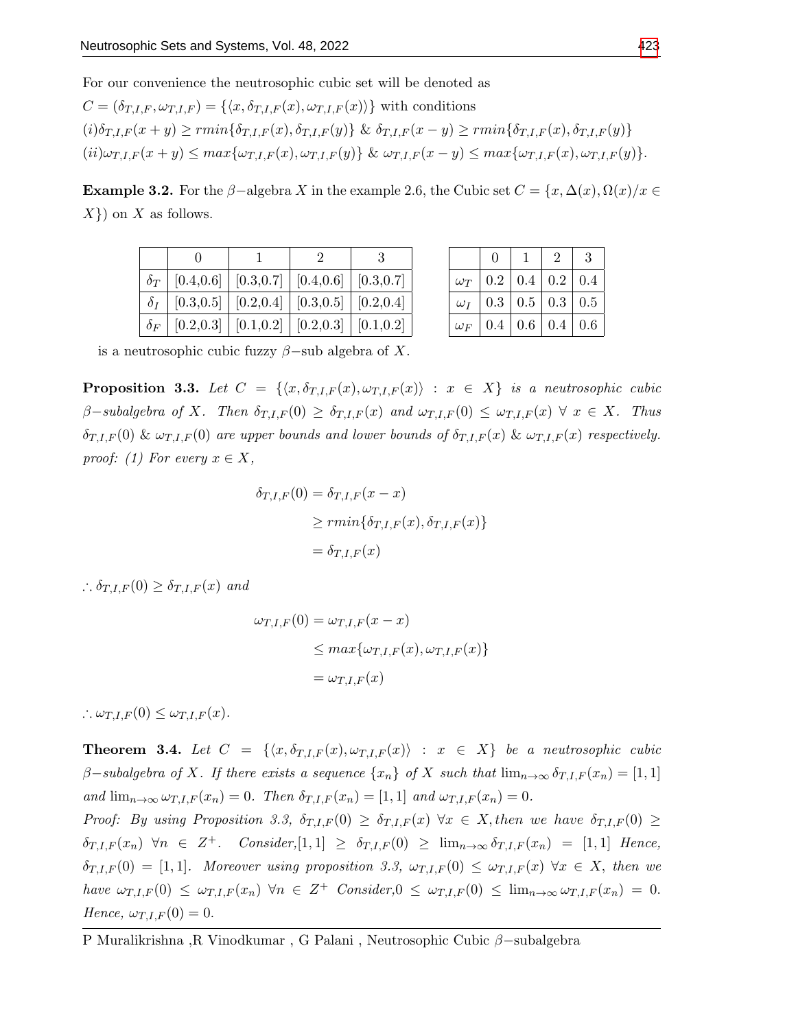For our convenience the neutrosophic cubic set will be denoted as
$C = (\delta_{T,I,F}, \omega_{T,I,F}) = \{\langle x, \delta_{T,I,F}(x), \omega_{T,I,F}(x)\rangle\}$ with conditions
$(i)\delta_{T,I,F}(x+y) \geq rmin\{\delta_{T,I,F}(x), \delta_{T,I,F}(y)\}$ & $\delta_{T,I,F}(x-y) \geq rmin\{\delta_{T,I,F}(x), \delta_{T,I,F}(y)\}$
$(ii)\omega_{T,I,F}(x+y) \leq max\{\omega_{T,I,F}(x), \omega_{T,I,F}(y)\}$ & $\omega_{T,I,F}(x-y) \leq max\{\omega_{T,I,F}(x), \omega_{T,I,F}(y)\}$.

**Example 3.2.** For the $\beta-$algebra $X$ in the example 2.6, the Cubic set $C = \{x, \Delta(x), \Omega(x)/x \in X\})$ on $X$ as follows.

| | 0 | 1 | 2 | 3 |
|---|---|---|---|---|
| $\delta_T$ | [0.4,0.6] | [0.3,0.7] | [0.4,0.6] | [0.3,0.7] |
| $\delta_I$ | [0.3,0.5] | [0.2,0.4] | [0.3,0.5] | [0.2,0.4] |
| $\delta_F$ | [0.2,0.3] | [0.1,0.2] | [0.2,0.3] | [0.1,0.2] |

| | 0 | 1 | 2 | 3 |
|---|---|---|---|---|
| $\omega_T$ | 0.2 | 0.4 | 0.2 | 0.4 |
| $\omega_I$ | 0.3 | 0.5 | 0.3 | 0.5 |
| $\omega_F$ | 0.4 | 0.6 | 0.4 | 0.6 |

is a neutrosophic cubic fuzzy $\beta-$sub algebra of $X$.

**Proposition 3.3.** *Let $C = \{\langle x, \delta_{T,I,F}(x), \omega_{T,I,F}(x)\rangle : x \in X\}$ is a neutrosophic cubic $\beta-$subalgebra of $X$. Then $\delta_{T,I,F}(0) \geq \delta_{T,I,F}(x)$ and $\omega_{T,I,F}(0) \leq \omega_{T,I,F}(x)$ $\forall$ $x \in X$. Thus $\delta_{T,I,F}(0)$ & $\omega_{T,I,F}(0)$ are upper bounds and lower bounds of $\delta_{T,I,F}(x)$ & $\omega_{T,I,F}(x)$ respectively.*
*proof: (1) For every $x \in X$,*

$$\begin{aligned}\delta_{T,I,F}(0) &= \delta_{T,I,F}(x-x)\\ &\geq rmin\{\delta_{T,I,F}(x), \delta_{T,I,F}(x)\}\\ &= \delta_{T,I,F}(x)\end{aligned}$$

$\therefore \delta_{T,I,F}(0) \geq \delta_{T,I,F}(x)$ *and*

$$\begin{aligned}\omega_{T,I,F}(0) &= \omega_{T,I,F}(x-x)\\ &\leq max\{\omega_{T,I,F}(x), \omega_{T,I,F}(x)\}\\ &= \omega_{T,I,F}(x)\end{aligned}$$

$\therefore \omega_{T,I,F}(0) \leq \omega_{T,I,F}(x)$.

**Theorem 3.4.** *Let $C = \{\langle x, \delta_{T,I,F}(x), \omega_{T,I,F}(x)\rangle : x \in X\}$ be a neutrosophic cubic $\beta-$subalgebra of $X$. If there exists a sequence $\{x_n\}$ of $X$ such that $\lim_{n\to\infty} \delta_{T,I,F}(x_n) = [1,1]$ and $\lim_{n\to\infty} \omega_{T,I,F}(x_n) = 0$. Then $\delta_{T,I,F}(x_n) = [1,1]$ and $\omega_{T,I,F}(x_n) = 0$.*
*Proof: By using Proposition 3.3, $\delta_{T,I,F}(0) \geq \delta_{T,I,F}(x)$ $\forall x \in X$, then we have $\delta_{T,I,F}(0) \geq \delta_{T,I,F}(x_n)$ $\forall n \in Z^+$. Consider, $[1,1] \geq \delta_{T,I,F}(0) \geq \lim_{n\to\infty} \delta_{T,I,F}(x_n) = [1,1]$ Hence, $\delta_{T,I,F}(0) = [1,1]$. Moreover using proposition 3.3, $\omega_{T,I,F}(0) \leq \omega_{T,I,F}(x)$ $\forall x \in X$, then we have $\omega_{T,I,F}(0) \leq \omega_{T,I,F}(x_n)$ $\forall n \in Z^+$ Consider, $0 \leq \omega_{T,I,F}(0) \leq \lim_{n\to\infty} \omega_{T,I,F}(x_n) = 0$. Hence, $\omega_{T,I,F}(0) = 0$.*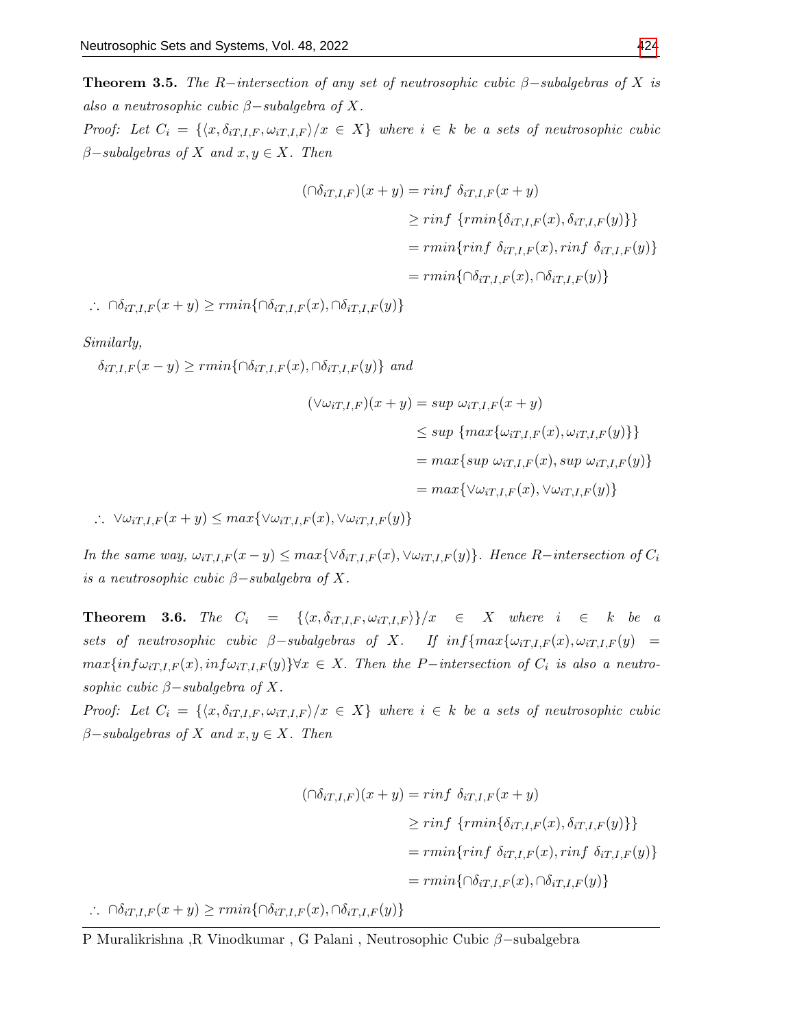**Theorem 3.5.** *The $R-$intersection of any set of neutrosophic cubic $\beta-$subalgebras of $X$ is also a neutrosophic cubic $\beta-$subalgebra of $X$.*

*Proof:* Let $C_i = \{\langle x, \delta_{iT,I,F}, \omega_{iT,I,F}\rangle / x \in X\}$ where $i \in k$ be a sets of neutrosophic cubic $\beta-$subalgebras of $X$ and $x, y \in X$. Then

$$
\begin{aligned}
(\cap\delta_{iT,I,F})(x+y) &= rinf\ \delta_{iT,I,F}(x+y) \\
&\geq rinf\ \{rmin\{\delta_{iT,I,F}(x), \delta_{iT,I,F}(y)\}\} \\
&= rmin\{rinf\ \delta_{iT,I,F}(x), rinf\ \delta_{iT,I,F}(y)\} \\
&= rmin\{\cap\delta_{iT,I,F}(x), \cap\delta_{iT,I,F}(y)\}
\end{aligned}
$$

$\therefore\ \cap\delta_{iT,I,F}(x+y) \geq rmin\{\cap\delta_{iT,I,F}(x), \cap\delta_{iT,I,F}(y)\}$

*Similarly,*

$\delta_{iT,I,F}(x-y) \geq rmin\{\cap\delta_{iT,I,F}(x), \cap\delta_{iT,I,F}(y)\}$ *and*

$$
\begin{aligned}
(\vee\omega_{iT,I,F})(x+y) &= sup\ \omega_{iT,I,F}(x+y) \\
&\leq sup\ \{max\{\omega_{iT,I,F}(x), \omega_{iT,I,F}(y)\}\} \\
&= max\{sup\ \omega_{iT,I,F}(x), sup\ \omega_{iT,I,F}(y)\} \\
&= max\{\vee\omega_{iT,I,F}(x), \vee\omega_{iT,I,F}(y)\}
\end{aligned}
$$

$\therefore\ \vee\omega_{iT,I,F}(x+y) \leq max\{\vee\omega_{iT,I,F}(x), \vee\omega_{iT,I,F}(y)\}$

*In the same way,* $\omega_{iT,I,F}(x-y) \leq max\{\vee\delta_{iT,I,F}(x), \vee\omega_{iT,I,F}(y)\}$. *Hence $R-$intersection of $C_i$ is a neutrosophic cubic $\beta-$subalgebra of $X$.*

**Theorem 3.6.** *The $C_i = \{\langle x, \delta_{iT,I,F}, \omega_{iT,I,F}\rangle\}/x \in X$ where $i \in k$ be a sets of neutrosophic cubic $\beta-$subalgebras of $X$. If $inf\{max\{\omega_{iT,I,F}(x), \omega_{iT,I,F}(y) = max\{inf\omega_{iT,I,F}(x), inf\omega_{iT,I,F}(y)\}\forall x \in X$. Then the $P-$intersection of $C_i$ is also a neutrosophic cubic $\beta-$subalgebra of $X$.*

*Proof:* Let $C_i = \{\langle x, \delta_{iT,I,F}, \omega_{iT,I,F}\rangle / x \in X\}$ where $i \in k$ be a sets of neutrosophic cubic $\beta-$subalgebras of $X$ and $x, y \in X$. Then

$$
\begin{aligned}
(\cap\delta_{iT,I,F})(x+y) &= rinf\ \delta_{iT,I,F}(x+y) \\
&\geq rinf\ \{rmin\{\delta_{iT,I,F}(x), \delta_{iT,I,F}(y)\}\} \\
&= rmin\{rinf\ \delta_{iT,I,F}(x), rinf\ \delta_{iT,I,F}(y)\} \\
&= rmin\{\cap\delta_{iT,I,F}(x), \cap\delta_{iT,I,F}(y)\}
\end{aligned}
$$

$\therefore\ \cap\delta_{iT,I,F}(x+y) \geq rmin\{\cap\delta_{iT,I,F}(x), \cap\delta_{iT,I,F}(y)\}$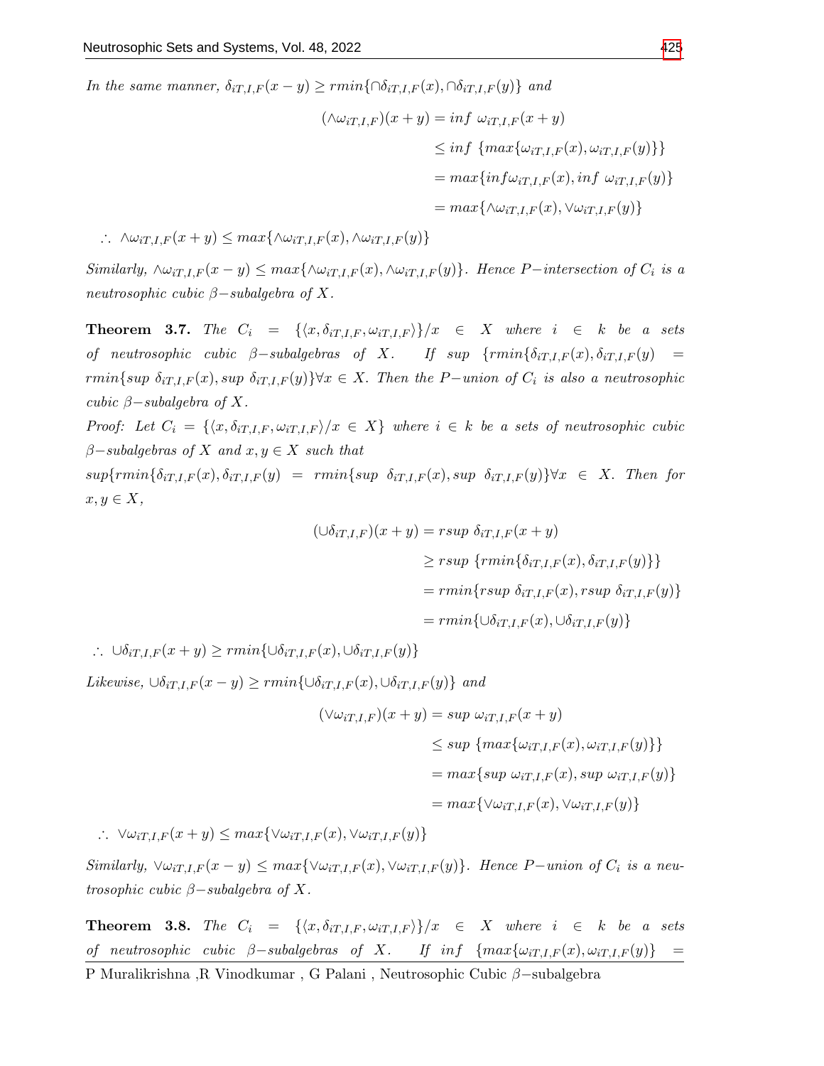*In the same manner,* $\delta_{iT,I,F}(x-y) \geq rmin\{\cap\delta_{iT,I,F}(x), \cap\delta_{iT,I,F}(y)\}$ *and*

$$\begin{aligned}
(\wedge\omega_{iT,I,F})(x+y) &= inf\ \omega_{iT,I,F}(x+y) \\
&\leq inf\ \{max\{\omega_{iT,I,F}(x), \omega_{iT,I,F}(y)\}\} \\
&= max\{inf\omega_{iT,I,F}(x), inf\ \omega_{iT,I,F}(y)\} \\
&= max\{\wedge\omega_{iT,I,F}(x), \vee\omega_{iT,I,F}(y)\}
\end{aligned}$$

$\therefore\ \wedge\omega_{iT,I,F}(x+y) \leq max\{\wedge\omega_{iT,I,F}(x), \wedge\omega_{iT,I,F}(y)\}$

*Similarly,* $\wedge\omega_{iT,I,F}(x-y) \leq max\{\wedge\omega_{iT,I,F}(x), \wedge\omega_{iT,I,F}(y)\}$. *Hence* $P-$*intersection of* $C_i$ *is a neutrosophic cubic* $\beta-$*subalgebra of* $X$.

**Theorem 3.7.** *The* $C_i = \{\langle x, \delta_{iT,I,F}, \omega_{iT,I,F}\rangle\}/x \in X$ *where* $i \in k$ *be a sets of neutrosophic cubic* $\beta-$*subalgebras of* $X$. *If* $sup\ \{rmin\{\delta_{iT,I,F}(x), \delta_{iT,I,F}(y) = rmin\{sup\ \delta_{iT,I,F}(x), sup\ \delta_{iT,I,F}(y)\}\forall x \in X$. *Then the* $P-$*union of* $C_i$ *is also a neutrosophic cubic* $\beta-$*subalgebra of* $X$.

*Proof: Let* $C_i = \{\langle x, \delta_{iT,I,F}, \omega_{iT,I,F}\rangle/x \in X\}$ *where* $i \in k$ *be a sets of neutrosophic cubic* $\beta-$*subalgebras of* $X$ *and* $x, y \in X$ *such that*

$sup\{rmin\{\delta_{iT,I,F}(x), \delta_{iT,I,F}(y) = rmin\{sup\ \delta_{iT,I,F}(x), sup\ \delta_{iT,I,F}(y)\}\forall x \in X$. *Then for* $x, y \in X$,

$$\begin{aligned}
(\cup\delta_{iT,I,F})(x+y) &= rsup\ \delta_{iT,I,F}(x+y) \\
&\geq rsup\ \{rmin\{\delta_{iT,I,F}(x), \delta_{iT,I,F}(y)\}\} \\
&= rmin\{rsup\ \delta_{iT,I,F}(x), rsup\ \delta_{iT,I,F}(y)\} \\
&= rmin\{\cup\delta_{iT,I,F}(x), \cup\delta_{iT,I,F}(y)\}
\end{aligned}$$

$\therefore\ \cup\delta_{iT,I,F}(x+y) \geq rmin\{\cup\delta_{iT,I,F}(x), \cup\delta_{iT,I,F}(y)\}$

*Likewise,* $\cup\delta_{iT,I,F}(x-y) \geq rmin\{\cup\delta_{iT,I,F}(x), \cup\delta_{iT,I,F}(y)\}$ *and*

$$\begin{aligned}
(\vee\omega_{iT,I,F})(x+y) &= sup\ \omega_{iT,I,F}(x+y) \\
&\leq sup\ \{max\{\omega_{iT,I,F}(x), \omega_{iT,I,F}(y)\}\} \\
&= max\{sup\ \omega_{iT,I,F}(x), sup\ \omega_{iT,I,F}(y)\} \\
&= max\{\vee\omega_{iT,I,F}(x), \vee\omega_{iT,I,F}(y)\}
\end{aligned}$$

$\therefore\ \vee\omega_{iT,I,F}(x+y) \leq max\{\vee\omega_{iT,I,F}(x), \vee\omega_{iT,I,F}(y)\}$

*Similarly,* $\vee\omega_{iT,I,F}(x-y) \leq max\{\vee\omega_{iT,I,F}(x), \vee\omega_{iT,I,F}(y)\}$. *Hence* $P-$*union of* $C_i$ *is a neutrosophic cubic* $\beta-$*subalgebra of* $X$.

**Theorem 3.8.** *The* $C_i = \{\langle x, \delta_{iT,I,F}, \omega_{iT,I,F}\rangle\}/x \in X$ *where* $i \in k$ *be a sets of neutrosophic cubic* $\beta-$*subalgebras of* $X$. *If* $inf\ \{max\{\omega_{iT,I,F}(x), \omega_{iT,I,F}(y)\} =$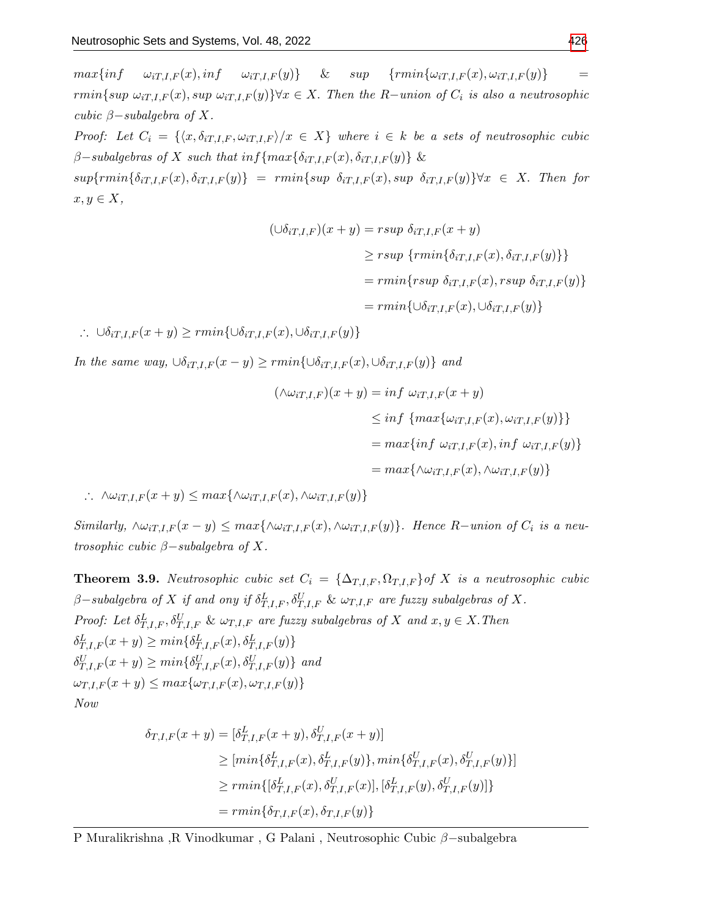$max\{inf \quad \omega_{iT,I,F}(x), inf \quad \omega_{iT,I,F}(y)\} \quad \& \quad sup \quad \{rmin\{\omega_{iT,I,F}(x), \omega_{iT,I,F}(y)\} \quad = rmin\{sup\ \omega_{iT,I,F}(x), sup\ \omega_{iT,I,F}(y)\} \forall x \in X$. *Then the* $R-$*union of* $C_i$ *is also a neutrosophic cubic* $\beta-$*subalgebra of* $X$.

*Proof:* Let $C_i = \{\langle x, \delta_{iT,I,F}, \omega_{iT,I,F}\rangle / x \in X\}$ where $i \in k$ be a sets of neutrosophic cubic $\beta-$subalgebras of $X$ such that $inf\{max\{\delta_{iT,I,F}(x), \delta_{iT,I,F}(y)\}$ &

$sup\{rmin\{\delta_{iT,I,F}(x), \delta_{iT,I,F}(y)\} = rmin\{sup\ \delta_{iT,I,F}(x), sup\ \delta_{iT,I,F}(y)\} \forall x \in X$. Then for $x, y \in X$,

$$
\begin{aligned}
(\cup\delta_{iT,I,F})(x+y) &= rsup\ \delta_{iT,I,F}(x+y) \\
&\geq rsup\ \{rmin\{\delta_{iT,I,F}(x), \delta_{iT,I,F}(y)\}\} \\
&= rmin\{rsup\ \delta_{iT,I,F}(x), rsup\ \delta_{iT,I,F}(y)\} \\
&= rmin\{\cup\delta_{iT,I,F}(x), \cup\delta_{iT,I,F}(y)\}
\end{aligned}
$$

$\therefore\ \cup\delta_{iT,I,F}(x+y) \geq rmin\{\cup\delta_{iT,I,F}(x), \cup\delta_{iT,I,F}(y)\}$

In the same way, $\cup\delta_{iT,I,F}(x-y) \geq rmin\{\cup\delta_{iT,I,F}(x), \cup\delta_{iT,I,F}(y)\}$ and

$$
\begin{aligned}
(\wedge\omega_{iT,I,F})(x+y) &= inf\ \omega_{iT,I,F}(x+y) \\
&\leq inf\ \{max\{\omega_{iT,I,F}(x), \omega_{iT,I,F}(y)\}\} \\
&= max\{inf\ \omega_{iT,I,F}(x), inf\ \omega_{iT,I,F}(y)\} \\
&= max\{\wedge\omega_{iT,I,F}(x), \wedge\omega_{iT,I,F}(y)\}
\end{aligned}
$$

$\therefore\ \wedge\omega_{iT,I,F}(x+y) \leq max\{\wedge\omega_{iT,I,F}(x), \wedge\omega_{iT,I,F}(y)\}$

Similarly, $\wedge\omega_{iT,I,F}(x-y) \leq max\{\wedge\omega_{iT,I,F}(x), \wedge\omega_{iT,I,F}(y)\}$. Hence $R-$union of $C_i$ is a neutrosophic cubic $\beta-$subalgebra of $X$.

**Theorem 3.9.** *Neutrosophic cubic set* $C_i = \{\Delta_{T,I,F}, \Omega_{T,I,F}\}$*of* $X$ *is a neutrosophic cubic* $\beta-$*subalgebra of* $X$ *if and ony if* $\delta^L_{T,I,F}, \delta^U_{T,I,F}$ & $\omega_{T,I,F}$ *are fuzzy subalgebras of* $X$.

*Proof:* Let $\delta^L_{T,I,F}, \delta^U_{T,I,F}$ & $\omega_{T,I,F}$ are fuzzy subalgebras of $X$ and $x, y \in X$. Then

$\delta^L_{T,I,F}(x+y) \geq min\{\delta^L_{T,I,F}(x), \delta^L_{T,I,F}(y)\}$

$\delta^U_{T,I,F}(x+y) \geq min\{\delta^U_{T,I,F}(x), \delta^U_{T,I,F}(y)\}$ and

$\omega_{T,I,F}(x+y) \leq max\{\omega_{T,I,F}(x), \omega_{T,I,F}(y)\}$

Now

$$
\begin{aligned}
\delta_{T,I,F}(x+y) &= [\delta^L_{T,I,F}(x+y), \delta^U_{T,I,F}(x+y)] \\
&\geq [min\{\delta^L_{T,I,F}(x), \delta^L_{T,I,F}(y)\}, min\{\delta^U_{T,I,F}(x), \delta^U_{T,I,F}(y)\}] \\
&\geq rmin\{[\delta^L_{T,I,F}(x), \delta^U_{T,I,F}(x)], [\delta^L_{T,I,F}(y), \delta^U_{T,I,F}(y)]\} \\
&= rmin\{\delta_{T,I,F}(x), \delta_{T,I,F}(y)\}
\end{aligned}
$$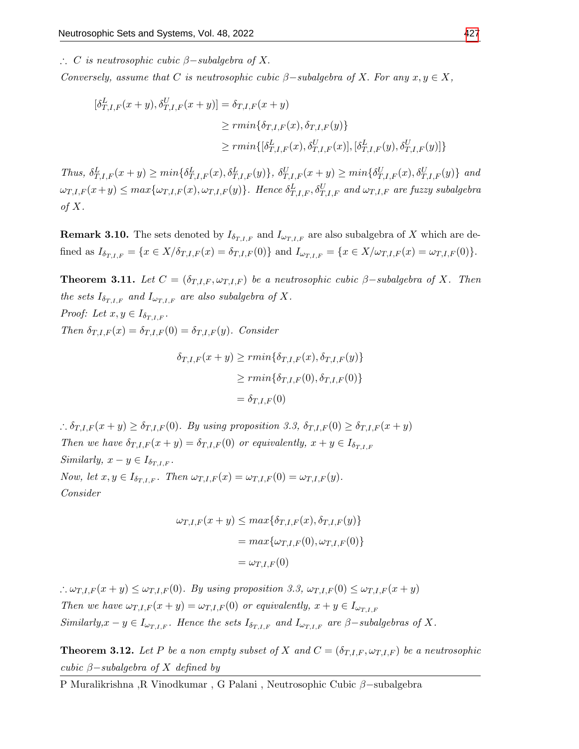$\therefore$ *$C$ is neutrosophic cubic $\beta-$subalgebra of $X$.*

*Conversely, assume that $C$ is neutrosophic cubic $\beta-$subalgebra of $X$. For any $x, y \in X$,*

$$
\begin{aligned}
[\delta^L_{T,I,F}(x+y), \delta^U_{T,I,F}(x+y)] &= \delta_{T,I,F}(x+y) \\
&\geq rmin\{\delta_{T,I,F}(x), \delta_{T,I,F}(y)\} \\
&\geq rmin\{[\delta^L_{T,I,F}(x), \delta^U_{T,I,F}(x)], [\delta^L_{T,I,F}(y), \delta^U_{T,I,F}(y)]\}
\end{aligned}
$$

*Thus, $\delta^L_{T,I,F}(x+y) \geq min\{\delta^L_{T,I,F}(x), \delta^L_{T,I,F}(y)\}$, $\delta^U_{T,I,F}(x+y) \geq min\{\delta^U_{T,I,F}(x), \delta^U_{T,I,F}(y)\}$ and $\omega_{T,I,F}(x+y) \leq max\{\omega_{T,I,F}(x), \omega_{T,I,F}(y)\}$. Hence $\delta^L_{T,I,F}, \delta^U_{T,I,F}$ and $\omega_{T,I,F}$ are fuzzy subalgebra of $X$.*

**Remark 3.10.** The sets denoted by $I_{\delta_{T,I,F}}$ and $I_{\omega_{T,I,F}}$ are also subalgebra of $X$ which are defined as $I_{\delta_{T,I,F}} = \{x \in X/\delta_{T,I,F}(x) = \delta_{T,I,F}(0)\}$ and $I_{\omega_{T,I,F}} = \{x \in X/\omega_{T,I,F}(x) = \omega_{T,I,F}(0)\}$.

**Theorem 3.11.** *Let $C = (\delta_{T,I,F}, \omega_{T,I,F})$ be a neutrosophic cubic $\beta-$subalgebra of $X$. Then the sets $I_{\delta_{T,I,F}}$ and $I_{\omega_{T,I,F}}$ are also subalgebra of $X$.*

*Proof: Let $x, y \in I_{\delta_{T,I,F}}$.*

*Then $\delta_{T,I,F}(x) = \delta_{T,I,F}(0) = \delta_{T,I,F}(y)$. Consider*

$$
\begin{aligned}
\delta_{T,I,F}(x+y) &\geq rmin\{\delta_{T,I,F}(x), \delta_{T,I,F}(y)\} \\
&\geq rmin\{\delta_{T,I,F}(0), \delta_{T,I,F}(0)\} \\
&= \delta_{T,I,F}(0)
\end{aligned}
$$

$\therefore$ *$\delta_{T,I,F}(x+y) \geq \delta_{T,I,F}(0)$. By using proposition 3.3, $\delta_{T,I,F}(0) \geq \delta_{T,I,F}(x+y)$*

*Then we have $\delta_{T,I,F}(x+y) = \delta_{T,I,F}(0)$ or equivalently, $x+y \in I_{\delta_{T,I,F}}$*

*Similarly, $x-y \in I_{\delta_{T,I,F}}$.*

*Now, let $x, y \in I_{\delta_{T,I,F}}$. Then $\omega_{T,I,F}(x) = \omega_{T,I,F}(0) = \omega_{T,I,F}(y)$.*

*Consider*

$$
\begin{aligned}
\omega_{T,I,F}(x+y) &\leq max\{\delta_{T,I,F}(x), \delta_{T,I,F}(y)\} \\
&= max\{\omega_{T,I,F}(0), \omega_{T,I,F}(0)\} \\
&= \omega_{T,I,F}(0)
\end{aligned}
$$

$\therefore$ *$\omega_{T,I,F}(x+y) \leq \omega_{T,I,F}(0)$. By using proposition 3.3, $\omega_{T,I,F}(0) \leq \omega_{T,I,F}(x+y)$*

*Then we have $\omega_{T,I,F}(x+y) = \omega_{T,I,F}(0)$ or equivalently, $x+y \in I_{\omega_{T,I,F}}$*

*Similarly,$x-y \in I_{\omega_{T,I,F}}$. Hence the sets $I_{\delta_{T,I,F}}$ and $I_{\omega_{T,I,F}}$ are $\beta-$subalgebras of $X$.*

**Theorem 3.12.** *Let $P$ be a non empty subset of $X$ and $C = (\delta_{T,I,F}, \omega_{T,I,F})$ be a neutrosophic cubic $\beta-$subalgebra of $X$ defined by*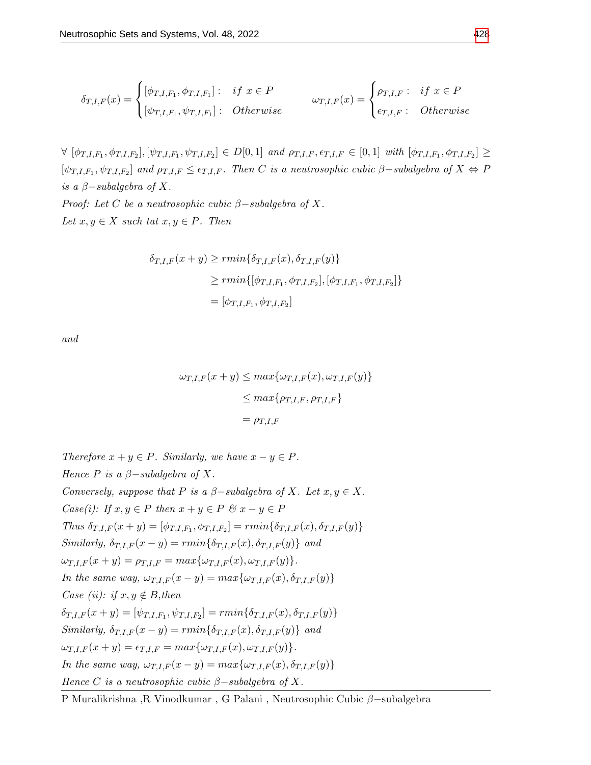$$\delta_{T,I,F}(x) = \begin{cases} [\phi_{T,I,F_1}, \phi_{T,I,F_1}] : & if\ x \in P \\ [\psi_{T,I,F_1}, \psi_{T,I,F_1}] : & Otherwise \end{cases} \qquad \omega_{T,I,F}(x) = \begin{cases} \rho_{T,I,F} : & if\ x \in P \\ \epsilon_{T,I,F} : & Otherwise \end{cases}$$

*$\forall\ [\phi_{T,I,F_1}, \phi_{T,I,F_2}], [\psi_{T,I,F_1}, \psi_{T,I,F_2}] \in D[0,1]$ and $\rho_{T,I,F}, \epsilon_{T,I,F} \in [0,1]$ with $[\phi_{T,I,F_1}, \phi_{T,I,F_2}] \geq [\psi_{T,I,F_1}, \psi_{T,I,F_2}]$ and $\rho_{T,I,F} \leq \epsilon_{T,I,F}$. Then $C$ is a neutrosophic cubic $\beta-$subalgebra of $X \Leftrightarrow P$ is a $\beta-$subalgebra of $X$.*

*Proof:* Let $C$ be a neutrosophic cubic $\beta-$subalgebra of $X$.

Let $x, y \in X$ such tat $x, y \in P$. Then

$$\begin{aligned} \delta_{T,I,F}(x+y) &\geq rmin\{\delta_{T,I,F}(x), \delta_{T,I,F}(y)\} \\ &\geq rmin\{[\phi_{T,I,F_1}, \phi_{T,I,F_2}], [\phi_{T,I,F_1}, \phi_{T,I,F_2}]\} \\ &= [\phi_{T,I,F_1}, \phi_{T,I,F_2}] \end{aligned}$$

and

$$\begin{aligned} \omega_{T,I,F}(x+y) &\leq max\{\omega_{T,I,F}(x), \omega_{T,I,F}(y)\} \\ &\leq max\{\rho_{T,I,F}, \rho_{T,I,F}\} \\ &= \rho_{T,I,F} \end{aligned}$$

Therefore $x + y \in P$. Similarly, we have $x - y \in P$.

Hence $P$ is a $\beta-$subalgebra of $X$.

Conversely, suppose that $P$ is a $\beta-$subalgebra of $X$. Let $x, y \in X$.

Case(i): If $x, y \in P$ then $x + y \in P$ & $x - y \in P$

Thus $\delta_{T,I,F}(x+y) = [\phi_{T,I,F_1}, \phi_{T,I,F_2}] = rmin\{\delta_{T,I,F}(x), \delta_{T,I,F}(y)\}$

Similarly, $\delta_{T,I,F}(x-y) = rmin\{\delta_{T,I,F}(x), \delta_{T,I,F}(y)\}$ and

$\omega_{T,I,F}(x+y) = \rho_{T,I,F} = max\{\omega_{T,I,F}(x), \omega_{T,I,F}(y)\}$.

In the same way, $\omega_{T,I,F}(x-y) = max\{\omega_{T,I,F}(x), \delta_{T,I,F}(y)\}$

Case (ii): if $x, y \notin B$,then

$\delta_{T,I,F}(x+y) = [\psi_{T,I,F_1}, \psi_{T,I,F_2}] = rmin\{\delta_{T,I,F}(x), \delta_{T,I,F}(y)\}$

Similarly, $\delta_{T,I,F}(x-y) = rmin\{\delta_{T,I,F}(x), \delta_{T,I,F}(y)\}$ and

$\omega_{T,I,F}(x+y) = \epsilon_{T,I,F} = max\{\omega_{T,I,F}(x), \omega_{T,I,F}(y)\}$.

In the same way, $\omega_{T,I,F}(x-y) = max\{\omega_{T,I,F}(x), \delta_{T,I,F}(y)\}$

Hence $C$ is a neutrosophic cubic $\beta-$subalgebra of $X$.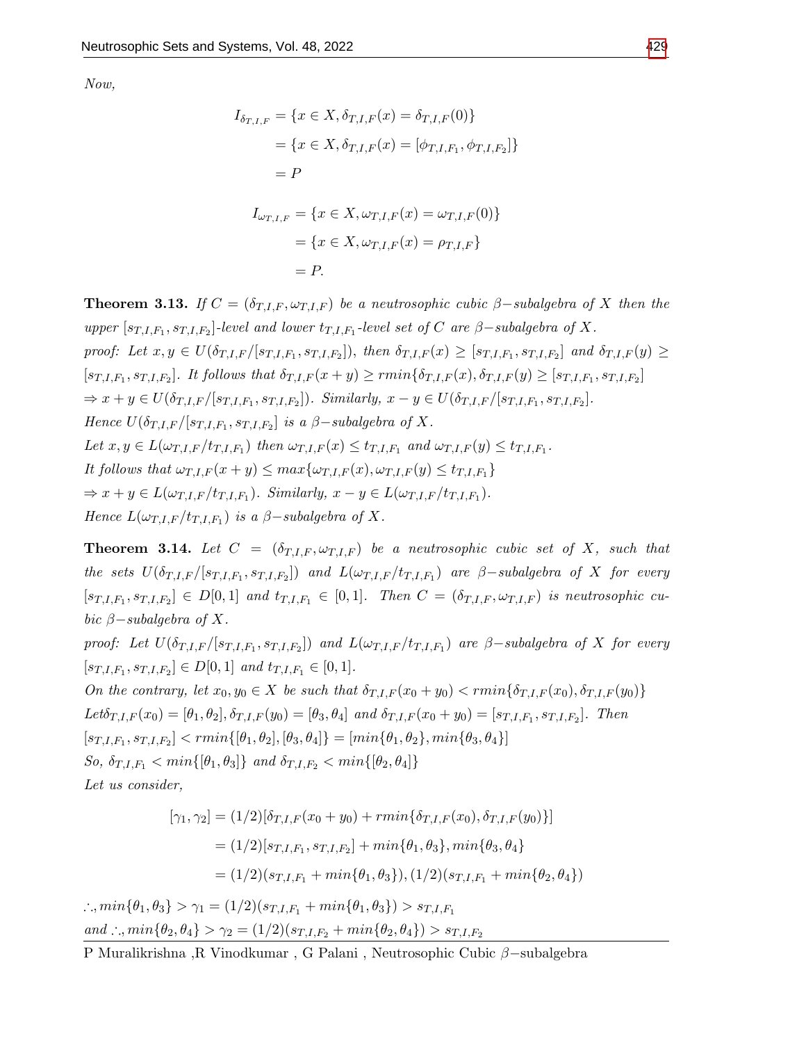*Now,*

$$
\begin{aligned}
I_{\delta_{T,I,F}} &= \{x \in X, \delta_{T,I,F}(x) = \delta_{T,I,F}(0)\} \\
&= \{x \in X, \delta_{T,I,F}(x) = [\phi_{T,I,F_1}, \phi_{T,I,F_2}]\} \\
&= P
\end{aligned}
$$

$$
\begin{aligned}
I_{\omega_{T,I,F}} &= \{x \in X, \omega_{T,I,F}(x) = \omega_{T,I,F}(0)\} \\
&= \{x \in X, \omega_{T,I,F}(x) = \rho_{T,I,F}\} \\
&= P.
\end{aligned}
$$

**Theorem 3.13.** *If $C = (\delta_{T,I,F}, \omega_{T,I,F})$ be a neutrosophic cubic $\beta-$subalgebra of $X$ then the upper $[s_{T,I,F_1}, s_{T,I,F_2}]$-level and lower $t_{T,I,F_1}$-level set of $C$ are $\beta-$subalgebra of $X$.*

*proof:* Let $x, y \in U(\delta_{T,I,F}/[s_{T,I,F_1}, s_{T,I,F_2}])$, then $\delta_{T,I,F}(x) \geq [s_{T,I,F_1}, s_{T,I,F_2}]$ and $\delta_{T,I,F}(y) \geq [s_{T,I,F_1}, s_{T,I,F_2}]$. It follows that $\delta_{T,I,F}(x+y) \geq rmin\{\delta_{T,I,F}(x), \delta_{T,I,F}(y) \geq [s_{T,I,F_1}, s_{T,I,F_2}]$
$\Rightarrow x + y \in U(\delta_{T,I,F}/[s_{T,I,F_1}, s_{T,I,F_2}])$. Similarly, $x - y \in U(\delta_{T,I,F}/[s_{T,I,F_1}, s_{T,I,F_2}]$.
Hence $U(\delta_{T,I,F}/[s_{T,I,F_1}, s_{T,I,F_2}]$ is a $\beta-$subalgebra of $X$.
Let $x, y \in L(\omega_{T,I,F}/t_{T,I,F_1})$ then $\omega_{T,I,F}(x) \leq t_{T,I,F_1}$ and $\omega_{T,I,F}(y) \leq t_{T,I,F_1}$.
It follows that $\omega_{T,I,F}(x+y) \leq max\{\omega_{T,I,F}(x), \omega_{T,I,F}(y) \leq t_{T,I,F_1}\}$
$\Rightarrow x + y \in L(\omega_{T,I,F}/t_{T,I,F_1})$. Similarly, $x - y \in L(\omega_{T,I,F}/t_{T,I,F_1})$.
Hence $L(\omega_{T,I,F}/t_{T,I,F_1})$ is a $\beta-$subalgebra of $X$.

**Theorem 3.14.** *Let $C = (\delta_{T,I,F}, \omega_{T,I,F})$ be a neutrosophic cubic set of $X$, such that the sets $U(\delta_{T,I,F}/[s_{T,I,F_1}, s_{T,I,F_2}])$ and $L(\omega_{T,I,F}/t_{T,I,F_1})$ are $\beta-$subalgebra of $X$ for every $[s_{T,I,F_1}, s_{T,I,F_2}] \in D[0,1]$ and $t_{T,I,F_1} \in [0,1]$. Then $C = (\delta_{T,I,F}, \omega_{T,I,F})$ is neutrosophic cubic $\beta-$subalgebra of $X$.*

*proof:* Let $U(\delta_{T,I,F}/[s_{T,I,F_1}, s_{T,I,F_2}])$ and $L(\omega_{T,I,F}/t_{T,I,F_1})$ are $\beta-$subalgebra of $X$ for every $[s_{T,I,F_1}, s_{T,I,F_2}] \in D[0,1]$ and $t_{T,I,F_1} \in [0,1]$.
On the contrary, let $x_0, y_0 \in X$ be such that $\delta_{T,I,F}(x_0 + y_0) < rmin\{\delta_{T,I,F}(x_0), \delta_{T,I,F}(y_0)\}$
Let$\delta_{T,I,F}(x_0) = [\theta_1, \theta_2], \delta_{T,I,F}(y_0) = [\theta_3, \theta_4]$ and $\delta_{T,I,F}(x_0 + y_0) = [s_{T,I,F_1}, s_{T,I,F_2}]$. Then $[s_{T,I,F_1}, s_{T,I,F_2}] < rmin\{[\theta_1, \theta_2], [\theta_3, \theta_4]\} = [min\{\theta_1, \theta_2\}, min\{\theta_3, \theta_4\}]$
So, $\delta_{T,I,F_1} < min\{[\theta_1, \theta_3]\}$ and $\delta_{T,I,F_2} < min\{[\theta_2, \theta_4]\}$
Let us consider,

$$
\begin{aligned}
[\gamma_1, \gamma_2] &= (1/2)[\delta_{T,I,F}(x_0 + y_0) + rmin\{\delta_{T,I,F}(x_0), \delta_{T,I,F}(y_0)\}] \\
&= (1/2)[s_{T,I,F_1}, s_{T,I,F_2}] + min\{\theta_1, \theta_3\}, min\{\theta_3, \theta_4\} \\
&= (1/2)(s_{T,I,F_1} + min\{\theta_1, \theta_3\}), (1/2)(s_{T,I,F_1} + min\{\theta_2, \theta_4\})
\end{aligned}
$$

$\therefore, min\{\theta_1, \theta_3\} > \gamma_1 = (1/2)(s_{T,I,F_1} + min\{\theta_1, \theta_3\}) > s_{T,I,F_1}$
and $\therefore, min\{\theta_2, \theta_4\} > \gamma_2 = (1/2)(s_{T,I,F_2} + min\{\theta_2, \theta_4\}) > s_{T,I,F_2}$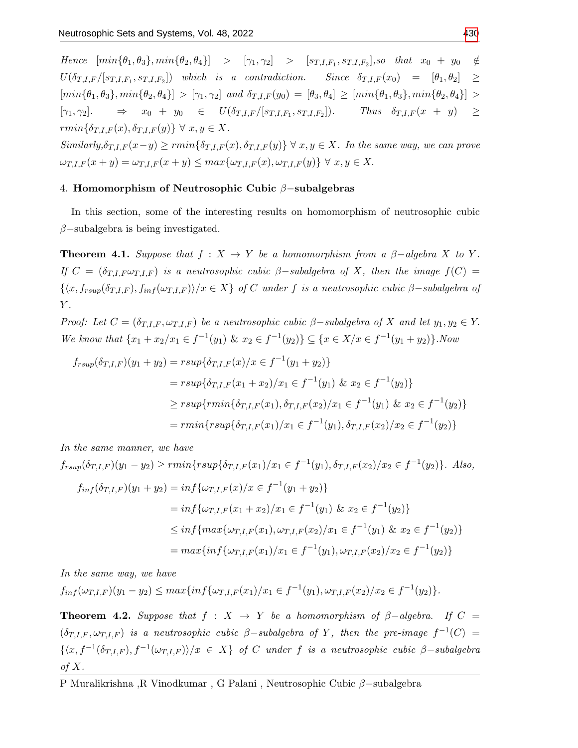*Hence* $[min\{\theta_1, \theta_3\}, min\{\theta_2, \theta_4\}] > [\gamma_1, \gamma_2] > [s_{T,I,F_1}, s_{T,I,F_2}]$, *so that* $x_0 + y_0 \notin U(\delta_{T,I,F}/[s_{T,I,F_1}, s_{T,I,F_2}])$ *which is a contradiction. Since* $\delta_{T,I,F}(x_0) = [\theta_1, \theta_2] \geq [min\{\theta_1, \theta_3\}, min\{\theta_2, \theta_4\}] > [\gamma_1, \gamma_2]$ *and* $\delta_{T,I,F}(y_0) = [\theta_3, \theta_4] \geq [min\{\theta_1, \theta_3\}, min\{\theta_2, \theta_4\}] > [\gamma_1, \gamma_2]$. $\Rightarrow$ $x_0 + y_0 \in U(\delta_{T,I,F}/[s_{T,I,F_1}, s_{T,I,F_2}])$. *Thus* $\delta_{T,I,F}(x+y) \geq rmin\{\delta_{T,I,F}(x), \delta_{T,I,F}(y)\}\ \forall\ x, y \in X$.

*Similarly,* $\delta_{T,I,F}(x-y) \geq rmin\{\delta_{T,I,F}(x), \delta_{T,I,F}(y)\}\ \forall\ x, y \in X$. *In the same way, we can prove* $\omega_{T,I,F}(x+y) = \omega_{T,I,F}(x+y) \leq max\{\omega_{T,I,F}(x), \omega_{T,I,F}(y)\}\ \forall\ x, y \in X$.

## 4. Homomorphism of Neutrosophic Cubic $\beta-$subalgebras

In this section, some of the interesting results on homomorphism of neutrosophic cubic $\beta-$subalgebra is being investigated.

**Theorem 4.1.** *Suppose that* $f : X \to Y$ *be a homomorphism from a* $\beta-$*algebra* $X$ *to* $Y$. *If* $C = (\delta_{T,I,F}\omega_{T,I,F})$ *is a neutrosophic cubic* $\beta-$*subalgebra of* $X$*, then the image* $f(C) = \{\langle x, f_{rsup}(\delta_{T,I,F}), f_{inf}(\omega_{T,I,F})\rangle / x \in X\}$ *of* $C$ *under* $f$ *is a neutrosophic cubic* $\beta-$*subalgebra of* $Y$.

*Proof: Let* $C = (\delta_{T,I,F}, \omega_{T,I,F})$ *be a neutrosophic cubic* $\beta-$*subalgebra of* $X$ *and let* $y_1, y_2 \in Y$. *We know that* $\{x_1 + x_2 / x_1 \in f^{-1}(y_1)\ \&\ x_2 \in f^{-1}(y_2)\} \subseteq \{x \in X / x \in f^{-1}(y_1 + y_2)\}$.*Now*

$$
\begin{aligned}
f_{rsup}(\delta_{T,I,F})(y_1 + y_2) &= rsup\{\delta_{T,I,F}(x)/x \in f^{-1}(y_1 + y_2)\} \\
&= rsup\{\delta_{T,I,F}(x_1 + x_2)/x_1 \in f^{-1}(y_1)\ \&\ x_2 \in f^{-1}(y_2)\} \\
&\geq rsup\{rmin\{\delta_{T,I,F}(x_1), \delta_{T,I,F}(x_2)/x_1 \in f^{-1}(y_1)\ \&\ x_2 \in f^{-1}(y_2)\} \\
&= rmin\{rsup\{\delta_{T,I,F}(x_1)/x_1 \in f^{-1}(y_1), \delta_{T,I,F}(x_2)/x_2 \in f^{-1}(y_2)\}
\end{aligned}
$$

*In the same manner, we have*

$f_{rsup}(\delta_{T,I,F})(y_1 - y_2) \geq rmin\{rsup\{\delta_{T,I,F}(x_1)/x_1 \in f^{-1}(y_1), \delta_{T,I,F}(x_2)/x_2 \in f^{-1}(y_2)\}$. *Also,*

$$
\begin{aligned}
f_{inf}(\delta_{T,I,F})(y_1 + y_2) &= inf\{\omega_{T,I,F}(x)/x \in f^{-1}(y_1 + y_2)\} \\
&= inf\{\omega_{T,I,F}(x_1 + x_2)/x_1 \in f^{-1}(y_1)\ \&\ x_2 \in f^{-1}(y_2)\} \\
&\leq inf\{max\{\omega_{T,I,F}(x_1), \omega_{T,I,F}(x_2)/x_1 \in f^{-1}(y_1)\ \&\ x_2 \in f^{-1}(y_2)\} \\
&= max\{inf\{\omega_{T,I,F}(x_1)/x_1 \in f^{-1}(y_1), \omega_{T,I,F}(x_2)/x_2 \in f^{-1}(y_2)\}
\end{aligned}
$$

*In the same way, we have*

$f_{inf}(\omega_{T,I,F})(y_1 - y_2) \leq max\{inf\{\omega_{T,I,F}(x_1)/x_1 \in f^{-1}(y_1), \omega_{T,I,F}(x_2)/x_2 \in f^{-1}(y_2)\}$.

**Theorem 4.2.** *Suppose that* $f : X \to Y$ *be a homomorphism of* $\beta-$*algebra. If* $C = (\delta_{T,I,F}, \omega_{T,I,F})$ *is a neutrosophic cubic* $\beta-$*subalgebra of* $Y$*, then the pre-image* $f^{-1}(C) = \{\langle x, f^{-1}(\delta_{T,I,F}), f^{-1}(\omega_{T,I,F})\rangle / x \in X\}$ *of* $C$ *under* $f$ *is a neutrosophic cubic* $\beta-$*subalgebra of* $X$.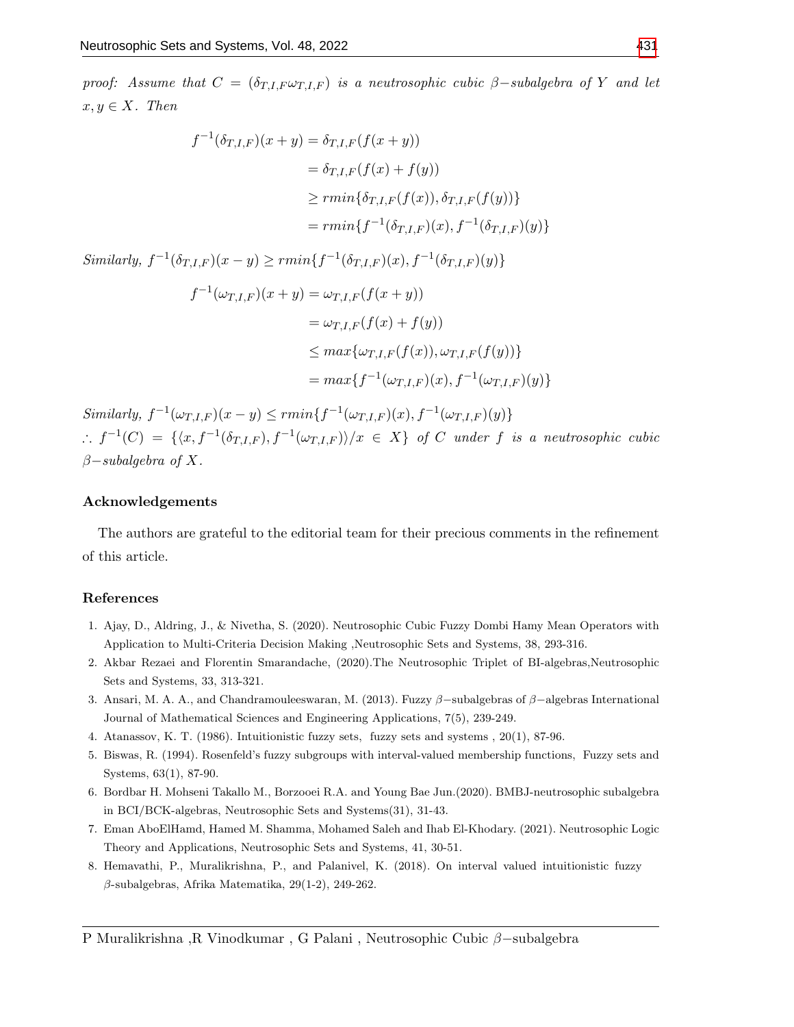*proof: Assume that $C = (\delta_{T,I,F}\omega_{T,I,F})$ is a neutrosophic cubic $\beta-$subalgebra of $Y$ and let $x, y \in X$. Then*

$$\begin{aligned}
f^{-1}(\delta_{T,I,F})(x+y) &= \delta_{T,I,F}(f(x+y)) \\
&= \delta_{T,I,F}(f(x)+f(y)) \\
&\geq rmin\{\delta_{T,I,F}(f(x)), \delta_{T,I,F}(f(y))\} \\
&= rmin\{f^{-1}(\delta_{T,I,F})(x), f^{-1}(\delta_{T,I,F})(y)\}
\end{aligned}$$

*Similarly,* $f^{-1}(\delta_{T,I,F})(x-y) \geq rmin\{f^{-1}(\delta_{T,I,F})(x), f^{-1}(\delta_{T,I,F})(y)\}$

$$\begin{aligned}
f^{-1}(\omega_{T,I,F})(x+y) &= \omega_{T,I,F}(f(x+y)) \\
&= \omega_{T,I,F}(f(x)+f(y)) \\
&\leq max\{\omega_{T,I,F}(f(x)), \omega_{T,I,F}(f(y))\} \\
&= max\{f^{-1}(\omega_{T,I,F})(x), f^{-1}(\omega_{T,I,F})(y)\}
\end{aligned}$$

*Similarly,* $f^{-1}(\omega_{T,I,F})(x-y) \leq rmin\{f^{-1}(\omega_{T,I,F})(x), f^{-1}(\omega_{T,I,F})(y)\}$

$\therefore$ $f^{-1}(C) = \{\langle x, f^{-1}(\delta_{T,I,F}), f^{-1}(\omega_{T,I,F})\rangle / x \in X\}$ *of $C$ under $f$ is a neutrosophic cubic $\beta-$subalgebra of $X$.*

### Acknowledgements

The authors are grateful to the editorial team for their precious comments in the refinement of this article.

### References

1. Ajay, D., Aldring, J., & Nivetha, S. (2020). Neutrosophic Cubic Fuzzy Dombi Hamy Mean Operators with Application to Multi-Criteria Decision Making ,Neutrosophic Sets and Systems, 38, 293-316.
2. Akbar Rezaei and Florentin Smarandache, (2020).The Neutrosophic Triplet of BI-algebras,Neutrosophic Sets and Systems, 33, 313-321.
3. Ansari, M. A. A., and Chandramouleeswaran, M. (2013). Fuzzy $\beta-$subalgebras of $\beta-$algebras International Journal of Mathematical Sciences and Engineering Applications, 7(5), 239-249.
4. Atanassov, K. T. (1986). Intuitionistic fuzzy sets, fuzzy sets and systems , 20(1), 87-96.
5. Biswas, R. (1994). Rosenfeld's fuzzy subgroups with interval-valued membership functions, Fuzzy sets and Systems, 63(1), 87-90.
6. Bordbar H. Mohseni Takallo M., Borzooei R.A. and Young Bae Jun.(2020). BMBJ-neutrosophic subalgebra in BCI/BCK-algebras, Neutrosophic Sets and Systems(31), 31-43.
7. Eman AboElHamd, Hamed M. Shamma, Mohamed Saleh and Ihab El-Khodary. (2021). Neutrosophic Logic Theory and Applications, Neutrosophic Sets and Systems, 41, 30-51.
8. Hemavathi, P., Muralikrishna, P., and Palanivel, K. (2018). On interval valued intuitionistic fuzzy $\beta$-subalgebras, Afrika Matematika, 29(1-2), 249-262.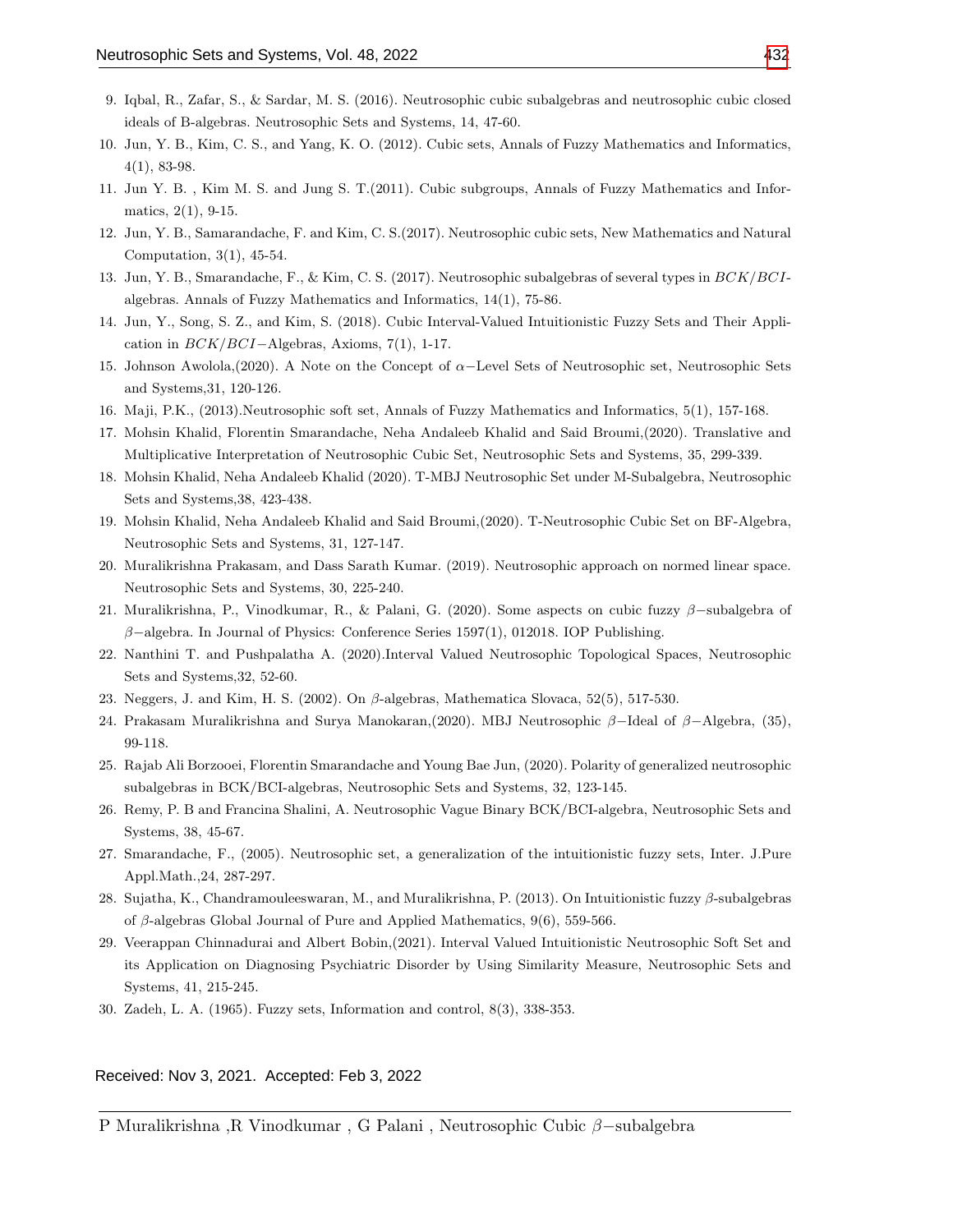9. Iqbal, R., Zafar, S., & Sardar, M. S. (2016). Neutrosophic cubic subalgebras and neutrosophic cubic closed ideals of B-algebras. Neutrosophic Sets and Systems, 14, 47-60.
10. Jun, Y. B., Kim, C. S., and Yang, K. O. (2012). Cubic sets, Annals of Fuzzy Mathematics and Informatics, 4(1), 83-98.
11. Jun Y. B. , Kim M. S. and Jung S. T.(2011). Cubic subgroups, Annals of Fuzzy Mathematics and Informatics, 2(1), 9-15.
12. Jun, Y. B., Samarandache, F. and Kim, C. S.(2017). Neutrosophic cubic sets, New Mathematics and Natural Computation, 3(1), 45-54.
13. Jun, Y. B., Smarandache, F., & Kim, C. S. (2017). Neutrosophic subalgebras of several types in $BCK/BCI$-algebras. Annals of Fuzzy Mathematics and Informatics, 14(1), 75-86.
14. Jun, Y., Song, S. Z., and Kim, S. (2018). Cubic Interval-Valued Intuitionistic Fuzzy Sets and Their Application in $BCK/BCI-$Algebras, Axioms, 7(1), 1-17.
15. Johnson Awolola,(2020). A Note on the Concept of $\alpha-$Level Sets of Neutrosophic set, Neutrosophic Sets and Systems,31, 120-126.
16. Maji, P.K., (2013).Neutrosophic soft set, Annals of Fuzzy Mathematics and Informatics, 5(1), 157-168.
17. Mohsin Khalid, Florentin Smarandache, Neha Andaleeb Khalid and Said Broumi,(2020). Translative and Multiplicative Interpretation of Neutrosophic Cubic Set, Neutrosophic Sets and Systems, 35, 299-339.
18. Mohsin Khalid, Neha Andaleeb Khalid (2020). T-MBJ Neutrosophic Set under M-Subalgebra, Neutrosophic Sets and Systems,38, 423-438.
19. Mohsin Khalid, Neha Andaleeb Khalid and Said Broumi,(2020). T-Neutrosophic Cubic Set on BF-Algebra, Neutrosophic Sets and Systems, 31, 127-147.
20. Muralikrishna Prakasam, and Dass Sarath Kumar. (2019). Neutrosophic approach on normed linear space. Neutrosophic Sets and Systems, 30, 225-240.
21. Muralikrishna, P., Vinodkumar, R., & Palani, G. (2020). Some aspects on cubic fuzzy $\beta-$subalgebra of $\beta-$algebra. In Journal of Physics: Conference Series 1597(1), 012018. IOP Publishing.
22. Nanthini T. and Pushpalatha A. (2020).Interval Valued Neutrosophic Topological Spaces, Neutrosophic Sets and Systems,32, 52-60.
23. Neggers, J. and Kim, H. S. (2002). On $\beta$-algebras, Mathematica Slovaca, 52(5), 517-530.
24. Prakasam Muralikrishna and Surya Manokaran,(2020). MBJ Neutrosophic $\beta-$Ideal of $\beta-$Algebra, (35), 99-118.
25. Rajab Ali Borzooei, Florentin Smarandache and Young Bae Jun, (2020). Polarity of generalized neutrosophic subalgebras in BCK/BCI-algebras, Neutrosophic Sets and Systems, 32, 123-145.
26. Remy, P. B and Francina Shalini, A. Neutrosophic Vague Binary BCK/BCI-algebra, Neutrosophic Sets and Systems, 38, 45-67.
27. Smarandache, F., (2005). Neutrosophic set, a generalization of the intuitionistic fuzzy sets, Inter. J.Pure Appl.Math.,24, 287-297.
28. Sujatha, K., Chandramouleeswaran, M., and Muralikrishna, P. (2013). On Intuitionistic fuzzy $\beta$-subalgebras of $\beta$-algebras Global Journal of Pure and Applied Mathematics, 9(6), 559-566.
29. Veerappan Chinnadurai and Albert Bobin,(2021). Interval Valued Intuitionistic Neutrosophic Soft Set and its Application on Diagnosing Psychiatric Disorder by Using Similarity Measure, Neutrosophic Sets and Systems, 41, 215-245.
30. Zadeh, L. A. (1965). Fuzzy sets, Information and control, 8(3), 338-353.

Received: Nov 3, 2021. Accepted: Feb 3, 2022